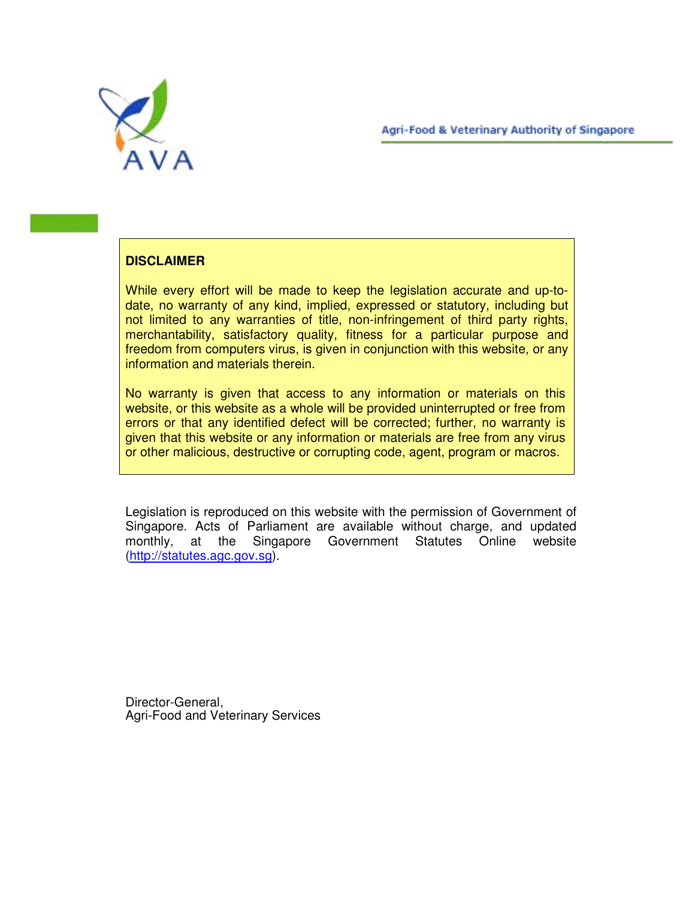AVA

Agri-Food & Veterinary Authority of Singapore

**DISCLAIMER**

While every effort will be made to keep the legislation accurate and up-to-date, no warranty of any kind, implied, expressed or statutory, including but not limited to any warranties of title, non-infringement of third party rights, merchantability, satisfactory quality, fitness for a particular purpose and freedom from computers virus, is given in conjunction with this website, or any information and materials therein.

No warranty is given that access to any information or materials on this website, or this website as a whole will be provided uninterrupted or free from errors or that any identified defect will be corrected; further, no warranty is given that this website or any information or materials are free from any virus or other malicious, destructive or corrupting code, agent, program or macros.

Legislation is reproduced on this website with the permission of Government of Singapore. Acts of Parliament are available without charge, and updated monthly, at the Singapore Government Statutes Online website (http://statutes.agc.gov.sg).

Director-General,
Agri-Food and Veterinary Services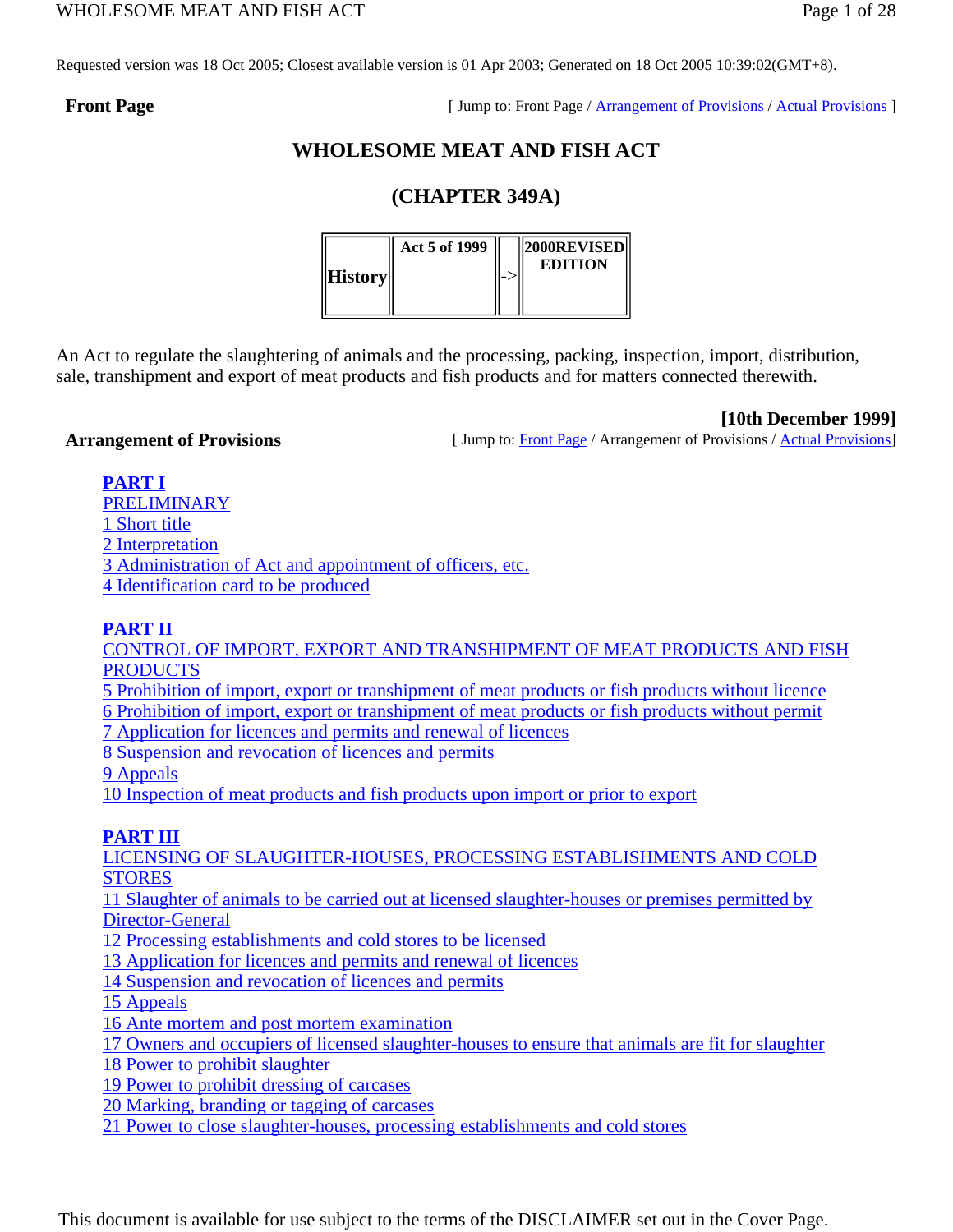Requested version was 18 Oct 2005; Closest available version is 01 Apr 2003; Generated on 18 Oct 2005 10:39:02(GMT+8).

**Front Page** [ Jump to: Front Page / Arrangement of Provisions / Actual Provisions ]

# WHOLESOME MEAT AND FISH ACT

## (CHAPTER 349A)

| History | Act 5 of 1999 | -> | 2000REVISED EDITION |
|---|---|---|---|

An Act to regulate the slaughtering of animals and the processing, packing, inspection, import, distribution, sale, transhipment and export of meat products and fish products and for matters connected therewith.

**[10th December 1999]**

**Arrangement of Provisions** [ Jump to: Front Page / Arrangement of Provisions / Actual Provisions]

**PART I**
PRELIMINARY
1 Short title
2 Interpretation
3 Administration of Act and appointment of officers, etc.
4 Identification card to be produced

**PART II**
CONTROL OF IMPORT, EXPORT AND TRANSHIPMENT OF MEAT PRODUCTS AND FISH PRODUCTS
5 Prohibition of import, export or transhipment of meat products or fish products without licence
6 Prohibition of import, export or transhipment of meat products or fish products without permit
7 Application for licences and permits and renewal of licences
8 Suspension and revocation of licences and permits
9 Appeals
10 Inspection of meat products and fish products upon import or prior to export

**PART III**
LICENSING OF SLAUGHTER-HOUSES, PROCESSING ESTABLISHMENTS AND COLD STORES
11 Slaughter of animals to be carried out at licensed slaughter-houses or premises permitted by Director-General
12 Processing establishments and cold stores to be licensed
13 Application for licences and permits and renewal of licences
14 Suspension and revocation of licences and permits
15 Appeals
16 Ante mortem and post mortem examination
17 Owners and occupiers of licensed slaughter-houses to ensure that animals are fit for slaughter
18 Power to prohibit slaughter
19 Power to prohibit dressing of carcases
20 Marking, branding or tagging of carcases
21 Power to close slaughter-houses, processing establishments and cold stores

This document is available for use subject to the terms of the DISCLAIMER set out in the Cover Page.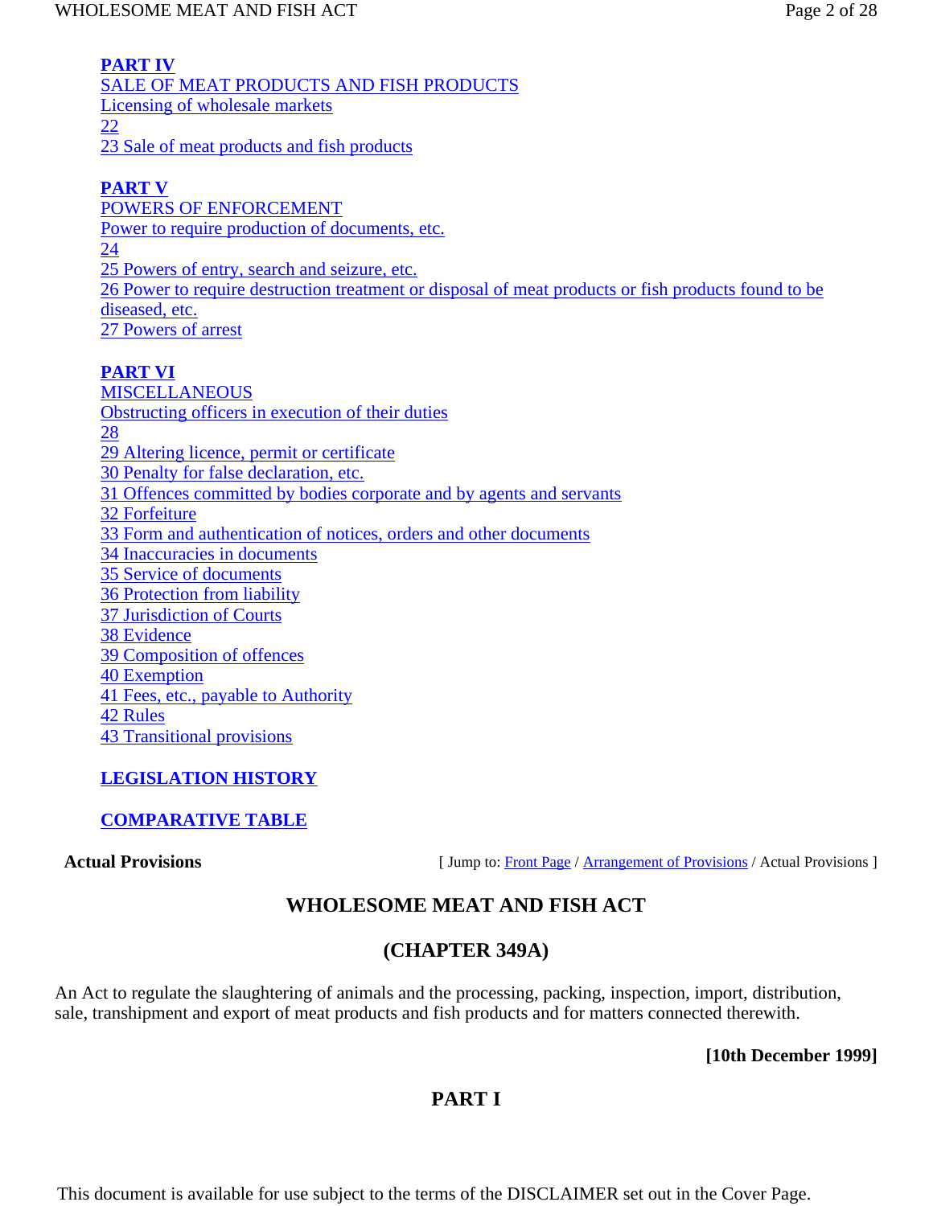**PART IV**
SALE OF MEAT PRODUCTS AND FISH PRODUCTS
Licensing of wholesale markets
22
23 Sale of meat products and fish products

**PART V**
POWERS OF ENFORCEMENT
Power to require production of documents, etc.
24
25 Powers of entry, search and seizure, etc.
26 Power to require destruction treatment or disposal of meat products or fish products found to be diseased, etc.
27 Powers of arrest

**PART VI**
MISCELLANEOUS
Obstructing officers in execution of their duties
28
29 Altering licence, permit or certificate
30 Penalty for false declaration, etc.
31 Offences committed by bodies corporate and by agents and servants
32 Forfeiture
33 Form and authentication of notices, orders and other documents
34 Inaccuracies in documents
35 Service of documents
36 Protection from liability
37 Jurisdiction of Courts
38 Evidence
39 Composition of offences
40 Exemption
41 Fees, etc., payable to Authority
42 Rules
43 Transitional provisions

**LEGISLATION HISTORY**

**COMPARATIVE TABLE**

**Actual Provisions** [ Jump to: Front Page / Arrangement of Provisions / Actual Provisions ]

# WHOLESOME MEAT AND FISH ACT

## (CHAPTER 349A)

An Act to regulate the slaughtering of animals and the processing, packing, inspection, import, distribution, sale, transhipment and export of meat products and fish products and for matters connected therewith.

**[10th December 1999]**

## PART I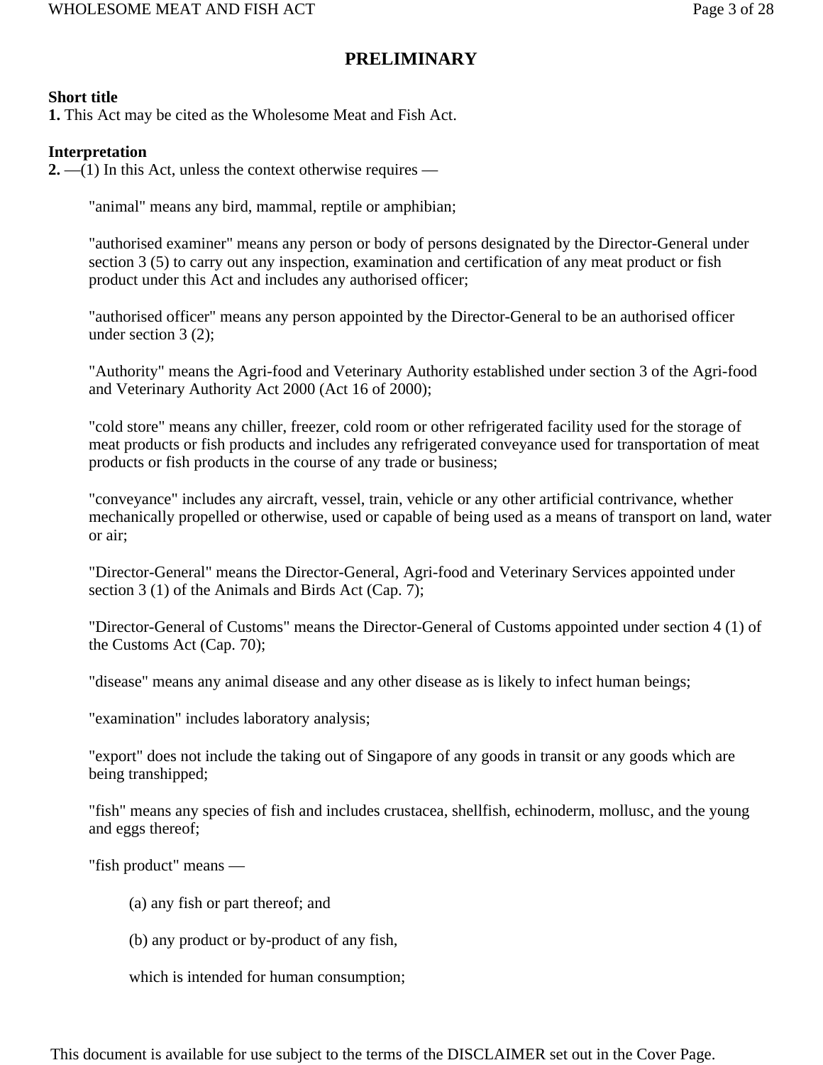## PRELIMINARY

**Short title**

**1.** This Act may be cited as the Wholesome Meat and Fish Act.

**Interpretation**

**2.** —(1) In this Act, unless the context otherwise requires —

"animal" means any bird, mammal, reptile or amphibian;

"authorised examiner" means any person or body of persons designated by the Director-General under section 3 (5) to carry out any inspection, examination and certification of any meat product or fish product under this Act and includes any authorised officer;

"authorised officer" means any person appointed by the Director-General to be an authorised officer under section 3 (2);

"Authority" means the Agri-food and Veterinary Authority established under section 3 of the Agri-food and Veterinary Authority Act 2000 (Act 16 of 2000);

"cold store" means any chiller, freezer, cold room or other refrigerated facility used for the storage of meat products or fish products and includes any refrigerated conveyance used for transportation of meat products or fish products in the course of any trade or business;

"conveyance" includes any aircraft, vessel, train, vehicle or any other artificial contrivance, whether mechanically propelled or otherwise, used or capable of being used as a means of transport on land, water or air;

"Director-General" means the Director-General, Agri-food and Veterinary Services appointed under section 3 (1) of the Animals and Birds Act (Cap. 7);

"Director-General of Customs" means the Director-General of Customs appointed under section 4 (1) of the Customs Act (Cap. 70);

"disease" means any animal disease and any other disease as is likely to infect human beings;

"examination" includes laboratory analysis;

"export" does not include the taking out of Singapore of any goods in transit or any goods which are being transhipped;

"fish" means any species of fish and includes crustacea, shellfish, echinoderm, mollusc, and the young and eggs thereof;

"fish product" means —

(a) any fish or part thereof; and

(b) any product or by-product of any fish,

which is intended for human consumption;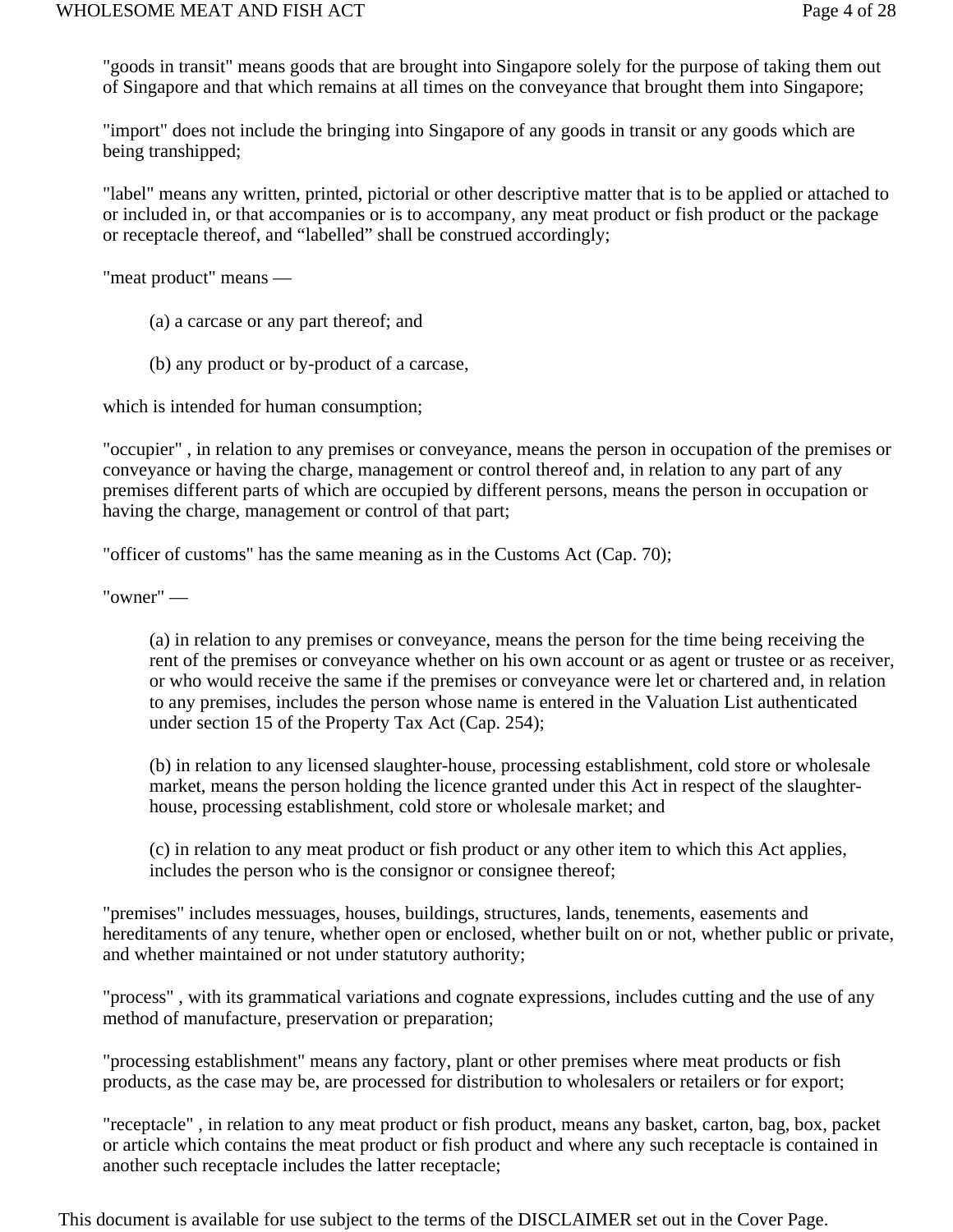"goods in transit" means goods that are brought into Singapore solely for the purpose of taking them out of Singapore and that which remains at all times on the conveyance that brought them into Singapore;

"import" does not include the bringing into Singapore of any goods in transit or any goods which are being transhipped;

"label" means any written, printed, pictorial or other descriptive matter that is to be applied or attached to or included in, or that accompanies or is to accompany, any meat product or fish product or the package or receptacle thereof, and “labelled” shall be construed accordingly;

"meat product" means —

(a) a carcase or any part thereof; and

(b) any product or by-product of a carcase,

which is intended for human consumption;

"occupier" , in relation to any premises or conveyance, means the person in occupation of the premises or conveyance or having the charge, management or control thereof and, in relation to any part of any premises different parts of which are occupied by different persons, means the person in occupation or having the charge, management or control of that part;

"officer of customs" has the same meaning as in the Customs Act (Cap. 70);

"owner" —

(a) in relation to any premises or conveyance, means the person for the time being receiving the rent of the premises or conveyance whether on his own account or as agent or trustee or as receiver, or who would receive the same if the premises or conveyance were let or chartered and, in relation to any premises, includes the person whose name is entered in the Valuation List authenticated under section 15 of the Property Tax Act (Cap. 254);

(b) in relation to any licensed slaughter-house, processing establishment, cold store or wholesale market, means the person holding the licence granted under this Act in respect of the slaughter-house, processing establishment, cold store or wholesale market; and

(c) in relation to any meat product or fish product or any other item to which this Act applies, includes the person who is the consignor or consignee thereof;

"premises" includes messuages, houses, buildings, structures, lands, tenements, easements and hereditaments of any tenure, whether open or enclosed, whether built on or not, whether public or private, and whether maintained or not under statutory authority;

"process" , with its grammatical variations and cognate expressions, includes cutting and the use of any method of manufacture, preservation or preparation;

"processing establishment" means any factory, plant or other premises where meat products or fish products, as the case may be, are processed for distribution to wholesalers or retailers or for export;

"receptacle" , in relation to any meat product or fish product, means any basket, carton, bag, box, packet or article which contains the meat product or fish product and where any such receptacle is contained in another such receptacle includes the latter receptacle;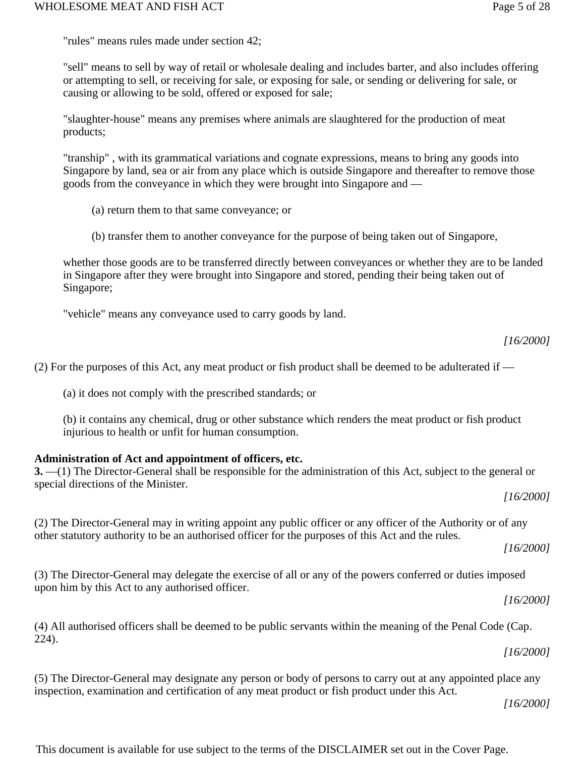"rules" means rules made under section 42;

"sell" means to sell by way of retail or wholesale dealing and includes barter, and also includes offering or attempting to sell, or receiving for sale, or exposing for sale, or sending or delivering for sale, or causing or allowing to be sold, offered or exposed for sale;

"slaughter-house" means any premises where animals are slaughtered for the production of meat products;

"tranship" , with its grammatical variations and cognate expressions, means to bring any goods into Singapore by land, sea or air from any place which is outside Singapore and thereafter to remove those goods from the conveyance in which they were brought into Singapore and —

(a) return them to that same conveyance; or

(b) transfer them to another conveyance for the purpose of being taken out of Singapore,

whether those goods are to be transferred directly between conveyances or whether they are to be landed in Singapore after they were brought into Singapore and stored, pending their being taken out of Singapore;

"vehicle" means any conveyance used to carry goods by land.

*[16/2000]*

(2) For the purposes of this Act, any meat product or fish product shall be deemed to be adulterated if —

(a) it does not comply with the prescribed standards; or

(b) it contains any chemical, drug or other substance which renders the meat product or fish product injurious to health or unfit for human consumption.

**Administration of Act and appointment of officers, etc.**

**3.** —(1) The Director-General shall be responsible for the administration of this Act, subject to the general or special directions of the Minister.

*[16/2000]*

(2) The Director-General may in writing appoint any public officer or any officer of the Authority or of any other statutory authority to be an authorised officer for the purposes of this Act and the rules.

*[16/2000]*

(3) The Director-General may delegate the exercise of all or any of the powers conferred or duties imposed upon him by this Act to any authorised officer.

*[16/2000]*

(4) All authorised officers shall be deemed to be public servants within the meaning of the Penal Code (Cap. 224).

*[16/2000]*

(5) The Director-General may designate any person or body of persons to carry out at any appointed place any inspection, examination and certification of any meat product or fish product under this Act.

*[16/2000]*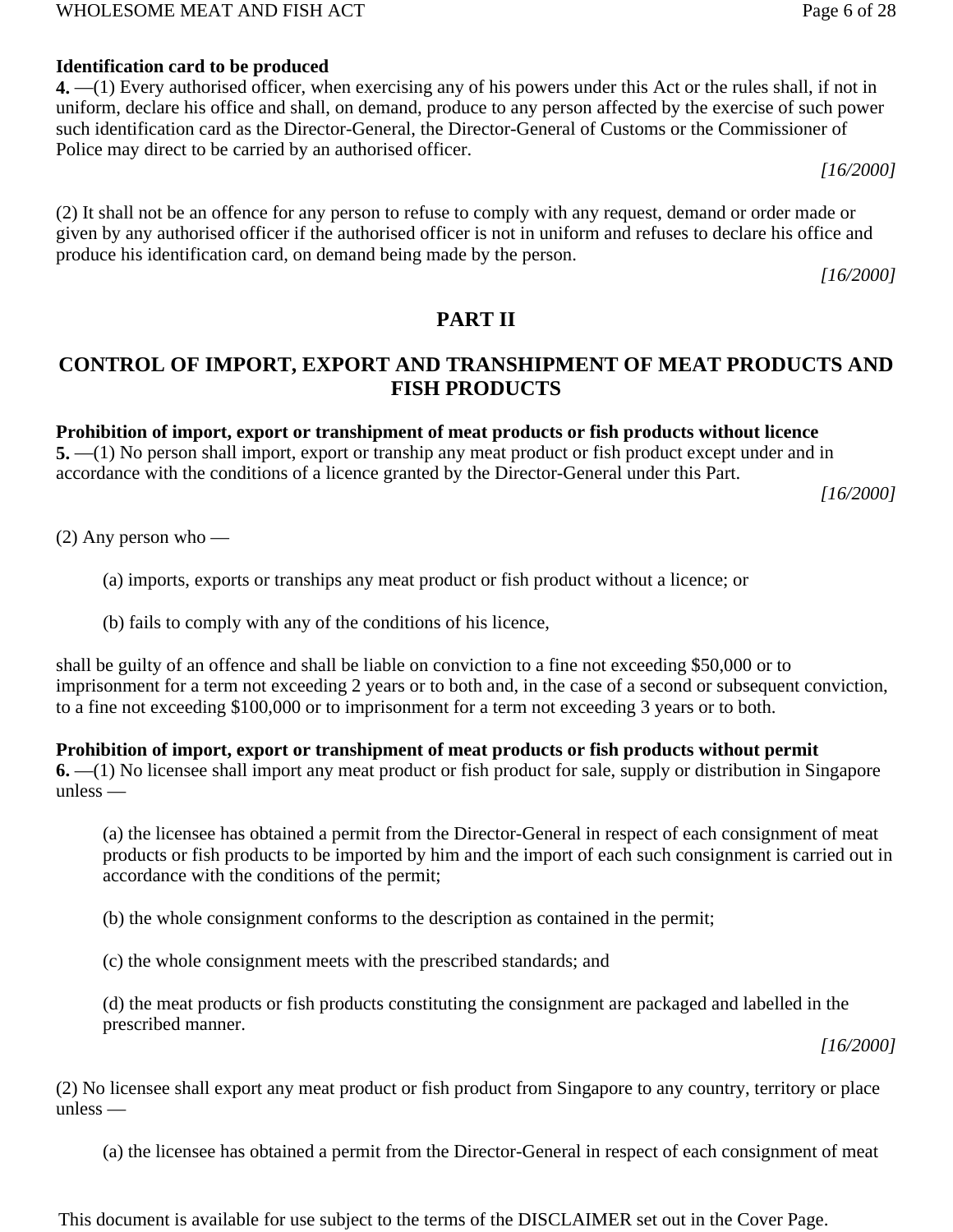**Identification card to be produced**

**4.** —(1) Every authorised officer, when exercising any of his powers under this Act or the rules shall, if not in uniform, declare his office and shall, on demand, produce to any person affected by the exercise of such power such identification card as the Director-General, the Director-General of Customs or the Commissioner of Police may direct to be carried by an authorised officer.

*[16/2000]*

(2) It shall not be an offence for any person to refuse to comply with any request, demand or order made or given by any authorised officer if the authorised officer is not in uniform and refuses to declare his office and produce his identification card, on demand being made by the person.

*[16/2000]*

## PART II

## CONTROL OF IMPORT, EXPORT AND TRANSHIPMENT OF MEAT PRODUCTS AND FISH PRODUCTS

**Prohibition of import, export or transhipment of meat products or fish products without licence**

**5.** —(1) No person shall import, export or tranship any meat product or fish product except under and in accordance with the conditions of a licence granted by the Director-General under this Part.

*[16/2000]*

(2) Any person who —

(a) imports, exports or tranships any meat product or fish product without a licence; or

(b) fails to comply with any of the conditions of his licence,

shall be guilty of an offence and shall be liable on conviction to a fine not exceeding $50,000 or to imprisonment for a term not exceeding 2 years or to both and, in the case of a second or subsequent conviction, to a fine not exceeding $100,000 or to imprisonment for a term not exceeding 3 years or to both.

**Prohibition of import, export or transhipment of meat products or fish products without permit**

**6.** —(1) No licensee shall import any meat product or fish product for sale, supply or distribution in Singapore unless —

(a) the licensee has obtained a permit from the Director-General in respect of each consignment of meat products or fish products to be imported by him and the import of each such consignment is carried out in accordance with the conditions of the permit;

(b) the whole consignment conforms to the description as contained in the permit;

(c) the whole consignment meets with the prescribed standards; and

(d) the meat products or fish products constituting the consignment are packaged and labelled in the prescribed manner.

*[16/2000]*

(2) No licensee shall export any meat product or fish product from Singapore to any country, territory or place unless —

(a) the licensee has obtained a permit from the Director-General in respect of each consignment of meat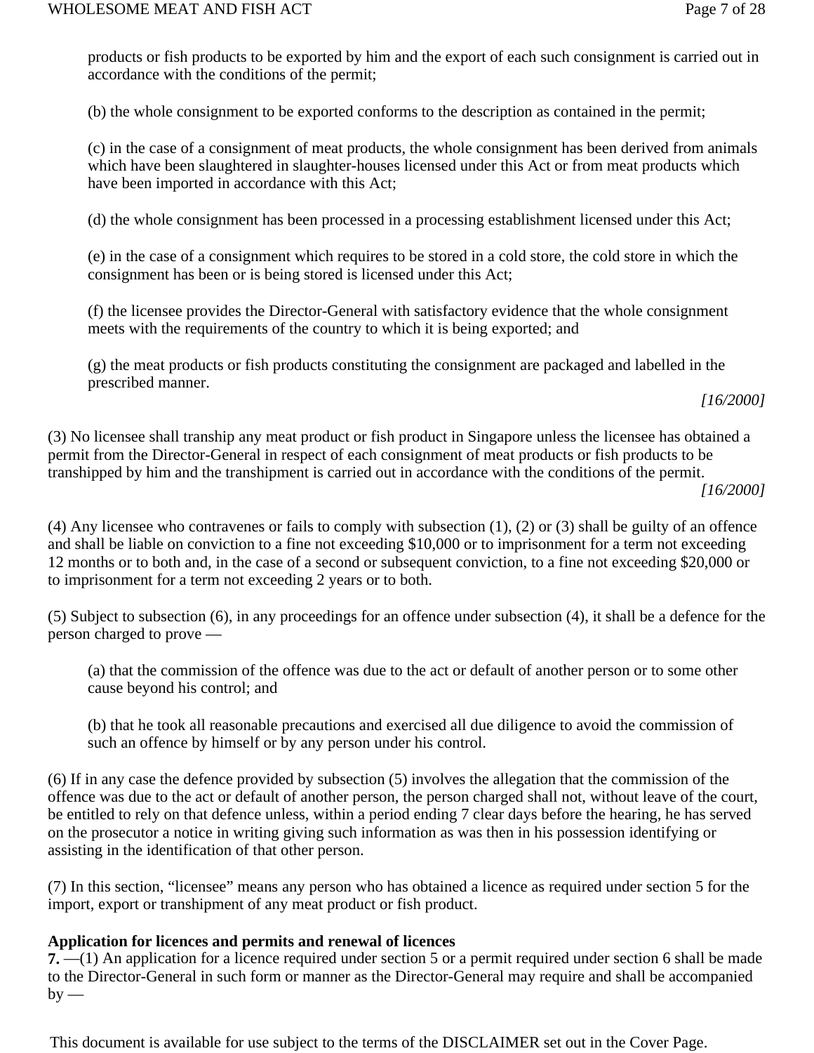products or fish products to be exported by him and the export of each such consignment is carried out in accordance with the conditions of the permit;

(b) the whole consignment to be exported conforms to the description as contained in the permit;

(c) in the case of a consignment of meat products, the whole consignment has been derived from animals which have been slaughtered in slaughter-houses licensed under this Act or from meat products which have been imported in accordance with this Act;

(d) the whole consignment has been processed in a processing establishment licensed under this Act;

(e) in the case of a consignment which requires to be stored in a cold store, the cold store in which the consignment has been or is being stored is licensed under this Act;

(f) the licensee provides the Director-General with satisfactory evidence that the whole consignment meets with the requirements of the country to which it is being exported; and

(g) the meat products or fish products constituting the consignment are packaged and labelled in the prescribed manner.

*[16/2000]*

(3) No licensee shall tranship any meat product or fish product in Singapore unless the licensee has obtained a permit from the Director-General in respect of each consignment of meat products or fish products to be transhipped by him and the transhipment is carried out in accordance with the conditions of the permit.

*[16/2000]*

(4) Any licensee who contravenes or fails to comply with subsection (1), (2) or (3) shall be guilty of an offence and shall be liable on conviction to a fine not exceeding $10,000 or to imprisonment for a term not exceeding 12 months or to both and, in the case of a second or subsequent conviction, to a fine not exceeding $20,000 or to imprisonment for a term not exceeding 2 years or to both.

(5) Subject to subsection (6), in any proceedings for an offence under subsection (4), it shall be a defence for the person charged to prove —

(a) that the commission of the offence was due to the act or default of another person or to some other cause beyond his control; and

(b) that he took all reasonable precautions and exercised all due diligence to avoid the commission of such an offence by himself or by any person under his control.

(6) If in any case the defence provided by subsection (5) involves the allegation that the commission of the offence was due to the act or default of another person, the person charged shall not, without leave of the court, be entitled to rely on that defence unless, within a period ending 7 clear days before the hearing, he has served on the prosecutor a notice in writing giving such information as was then in his possession identifying or assisting in the identification of that other person.

(7) In this section, “licensee” means any person who has obtained a licence as required under section 5 for the import, export or transhipment of any meat product or fish product.

**Application for licences and permits and renewal of licences**

**7.** —(1) An application for a licence required under section 5 or a permit required under section 6 shall be made to the Director-General in such form or manner as the Director-General may require and shall be accompanied by —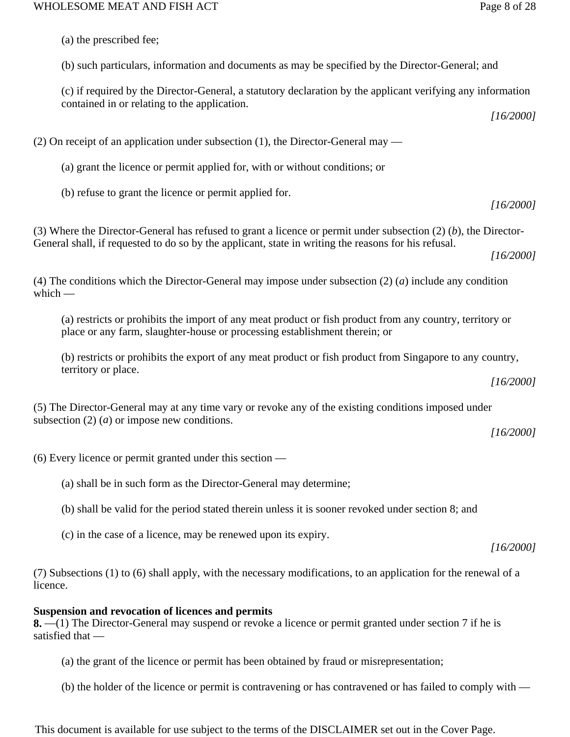(a) the prescribed fee;

(b) such particulars, information and documents as may be specified by the Director-General; and

(c) if required by the Director-General, a statutory declaration by the applicant verifying any information contained in or relating to the application.

*[16/2000]*

(2) On receipt of an application under subsection (1), the Director-General may —

(a) grant the licence or permit applied for, with or without conditions; or

(b) refuse to grant the licence or permit applied for.

*[16/2000]*

(3) Where the Director-General has refused to grant a licence or permit under subsection (2) (*b*), the Director-General shall, if requested to do so by the applicant, state in writing the reasons for his refusal.

*[16/2000]*

(4) The conditions which the Director-General may impose under subsection (2) (*a*) include any condition which —

(a) restricts or prohibits the import of any meat product or fish product from any country, territory or place or any farm, slaughter-house or processing establishment therein; or

(b) restricts or prohibits the export of any meat product or fish product from Singapore to any country, territory or place.

*[16/2000]*

(5) The Director-General may at any time vary or revoke any of the existing conditions imposed under subsection (2) (*a*) or impose new conditions.

*[16/2000]*

(6) Every licence or permit granted under this section —

(a) shall be in such form as the Director-General may determine;

(b) shall be valid for the period stated therein unless it is sooner revoked under section 8; and

(c) in the case of a licence, may be renewed upon its expiry.

*[16/2000]*

(7) Subsections (1) to (6) shall apply, with the necessary modifications, to an application for the renewal of a licence.

**Suspension and revocation of licences and permits**

**8.** —(1) The Director-General may suspend or revoke a licence or permit granted under section 7 if he is satisfied that —

(a) the grant of the licence or permit has been obtained by fraud or misrepresentation;

(b) the holder of the licence or permit is contravening or has contravened or has failed to comply with —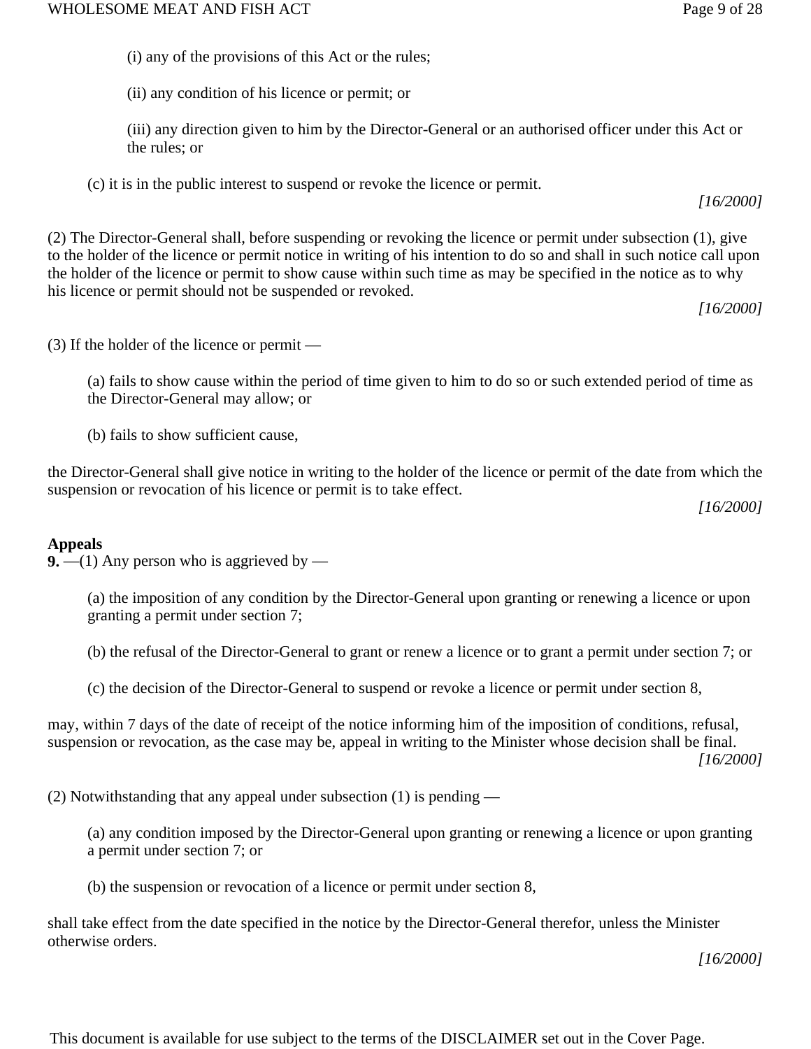(i) any of the provisions of this Act or the rules;

(ii) any condition of his licence or permit; or

(iii) any direction given to him by the Director-General or an authorised officer under this Act or the rules; or

(c) it is in the public interest to suspend or revoke the licence or permit.

*[16/2000]*

(2) The Director-General shall, before suspending or revoking the licence or permit under subsection (1), give to the holder of the licence or permit notice in writing of his intention to do so and shall in such notice call upon the holder of the licence or permit to show cause within such time as may be specified in the notice as to why his licence or permit should not be suspended or revoked.

*[16/2000]*

(3) If the holder of the licence or permit —

(a) fails to show cause within the period of time given to him to do so or such extended period of time as the Director-General may allow; or

(b) fails to show sufficient cause,

the Director-General shall give notice in writing to the holder of the licence or permit of the date from which the suspension or revocation of his licence or permit is to take effect.

*[16/2000]*

**Appeals**

**9.** —(1) Any person who is aggrieved by —

(a) the imposition of any condition by the Director-General upon granting or renewing a licence or upon granting a permit under section 7;

(b) the refusal of the Director-General to grant or renew a licence or to grant a permit under section 7; or

(c) the decision of the Director-General to suspend or revoke a licence or permit under section 8,

may, within 7 days of the date of receipt of the notice informing him of the imposition of conditions, refusal, suspension or revocation, as the case may be, appeal in writing to the Minister whose decision shall be final.

*[16/2000]*

(2) Notwithstanding that any appeal under subsection (1) is pending —

(a) any condition imposed by the Director-General upon granting or renewing a licence or upon granting a permit under section 7; or

(b) the suspension or revocation of a licence or permit under section 8,

shall take effect from the date specified in the notice by the Director-General therefor, unless the Minister otherwise orders.

*[16/2000]*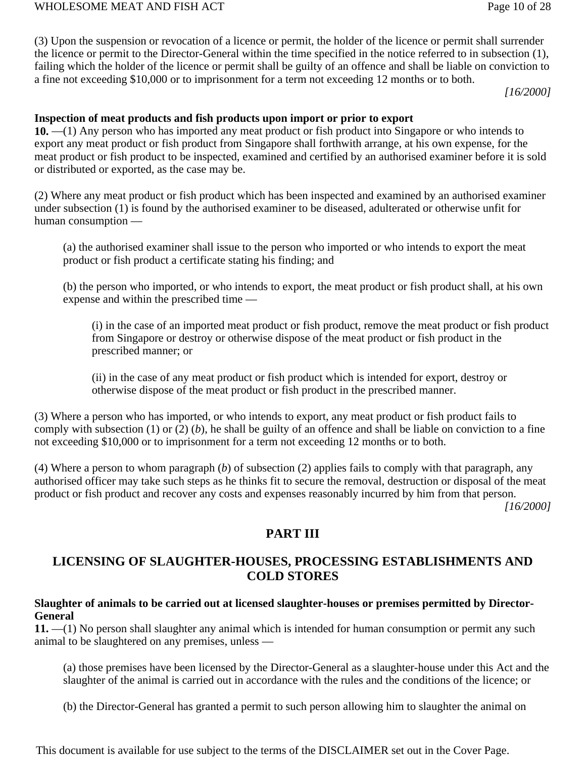(3) Upon the suspension or revocation of a licence or permit, the holder of the licence or permit shall surrender the licence or permit to the Director-General within the time specified in the notice referred to in subsection (1), failing which the holder of the licence or permit shall be guilty of an offence and shall be liable on conviction to a fine not exceeding $10,000 or to imprisonment for a term not exceeding 12 months or to both.

*[16/2000]*

**Inspection of meat products and fish products upon import or prior to export**

**10.** —(1) Any person who has imported any meat product or fish product into Singapore or who intends to export any meat product or fish product from Singapore shall forthwith arrange, at his own expense, for the meat product or fish product to be inspected, examined and certified by an authorised examiner before it is sold or distributed or exported, as the case may be.

(2) Where any meat product or fish product which has been inspected and examined by an authorised examiner under subsection (1) is found by the authorised examiner to be diseased, adulterated or otherwise unfit for human consumption —

> (a) the authorised examiner shall issue to the person who imported or who intends to export the meat product or fish product a certificate stating his finding; and
>
> (b) the person who imported, or who intends to export, the meat product or fish product shall, at his own expense and within the prescribed time —
>
> > (i) in the case of an imported meat product or fish product, remove the meat product or fish product from Singapore or destroy or otherwise dispose of the meat product or fish product in the prescribed manner; or
> >
> > (ii) in the case of any meat product or fish product which is intended for export, destroy or otherwise dispose of the meat product or fish product in the prescribed manner.

(3) Where a person who has imported, or who intends to export, any meat product or fish product fails to comply with subsection (1) or (2) (*b*), he shall be guilty of an offence and shall be liable on conviction to a fine not exceeding $10,000 or to imprisonment for a term not exceeding 12 months or to both.

(4) Where a person to whom paragraph (*b*) of subsection (2) applies fails to comply with that paragraph, any authorised officer may take such steps as he thinks fit to secure the removal, destruction or disposal of the meat product or fish product and recover any costs and expenses reasonably incurred by him from that person.

*[16/2000]*

## PART III

## LICENSING OF SLAUGHTER-HOUSES, PROCESSING ESTABLISHMENTS AND COLD STORES

**Slaughter of animals to be carried out at licensed slaughter-houses or premises permitted by Director-General**

**11.** —(1) No person shall slaughter any animal which is intended for human consumption or permit any such animal to be slaughtered on any premises, unless —

> (a) those premises have been licensed by the Director-General as a slaughter-house under this Act and the slaughter of the animal is carried out in accordance with the rules and the conditions of the licence; or
>
> (b) the Director-General has granted a permit to such person allowing him to slaughter the animal on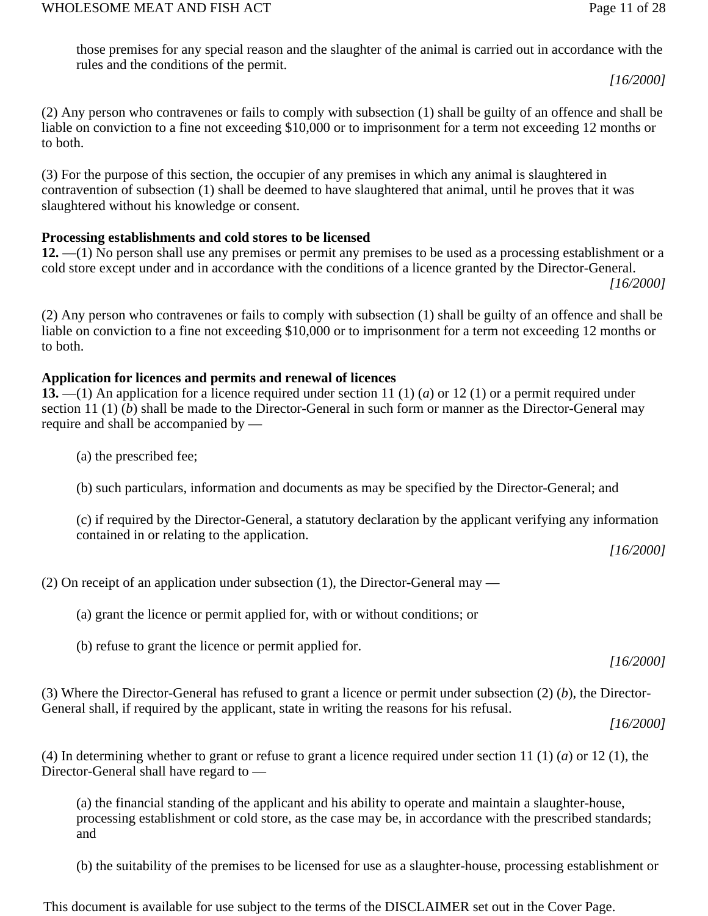those premises for any special reason and the slaughter of the animal is carried out in accordance with the rules and the conditions of the permit.

*[16/2000]*

(2) Any person who contravenes or fails to comply with subsection (1) shall be guilty of an offence and shall be liable on conviction to a fine not exceeding $10,000 or to imprisonment for a term not exceeding 12 months or to both.

(3) For the purpose of this section, the occupier of any premises in which any animal is slaughtered in contravention of subsection (1) shall be deemed to have slaughtered that animal, until he proves that it was slaughtered without his knowledge or consent.

**Processing establishments and cold stores to be licensed**

**12.** —(1) No person shall use any premises or permit any premises to be used as a processing establishment or a cold store except under and in accordance with the conditions of a licence granted by the Director-General.

*[16/2000]*

(2) Any person who contravenes or fails to comply with subsection (1) shall be guilty of an offence and shall be liable on conviction to a fine not exceeding $10,000 or to imprisonment for a term not exceeding 12 months or to both.

**Application for licences and permits and renewal of licences**

**13.** —(1) An application for a licence required under section 11 (1) (*a*) or 12 (1) or a permit required under section 11 (1) (*b*) shall be made to the Director-General in such form or manner as the Director-General may require and shall be accompanied by —

(a) the prescribed fee;

(b) such particulars, information and documents as may be specified by the Director-General; and

(c) if required by the Director-General, a statutory declaration by the applicant verifying any information contained in or relating to the application.

*[16/2000]*

(2) On receipt of an application under subsection (1), the Director-General may —

(a) grant the licence or permit applied for, with or without conditions; or

(b) refuse to grant the licence or permit applied for.

*[16/2000]*

(3) Where the Director-General has refused to grant a licence or permit under subsection (2) (*b*), the Director-General shall, if required by the applicant, state in writing the reasons for his refusal.

*[16/2000]*

(4) In determining whether to grant or refuse to grant a licence required under section 11 (1) (*a*) or 12 (1), the Director-General shall have regard to —

(a) the financial standing of the applicant and his ability to operate and maintain a slaughter-house, processing establishment or cold store, as the case may be, in accordance with the prescribed standards; and

(b) the suitability of the premises to be licensed for use as a slaughter-house, processing establishment or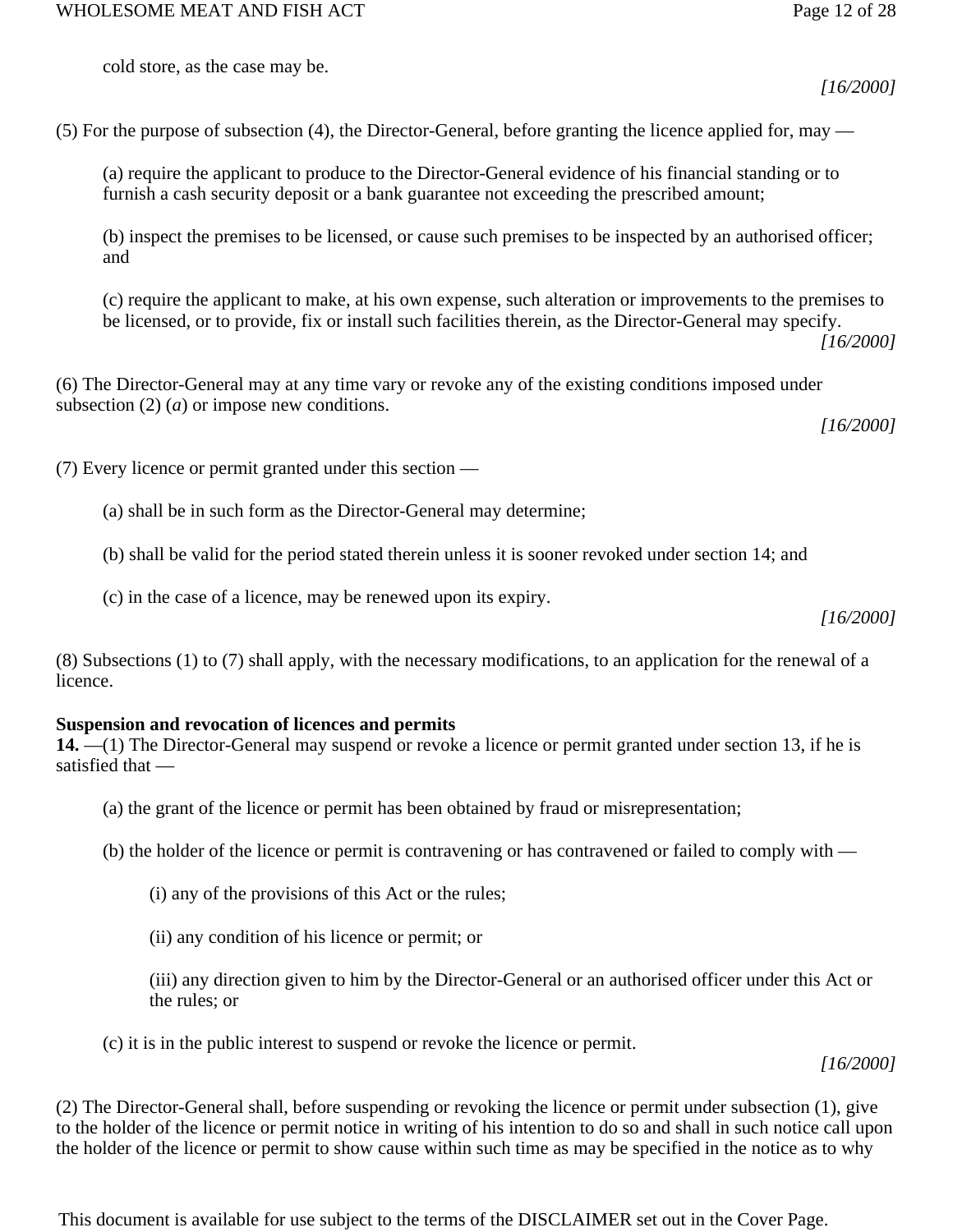cold store, as the case may be.

*[16/2000]*

(5) For the purpose of subsection (4), the Director-General, before granting the licence applied for, may —

(a) require the applicant to produce to the Director-General evidence of his financial standing or to furnish a cash security deposit or a bank guarantee not exceeding the prescribed amount;

(b) inspect the premises to be licensed, or cause such premises to be inspected by an authorised officer; and

(c) require the applicant to make, at his own expense, such alteration or improvements to the premises to be licensed, or to provide, fix or install such facilities therein, as the Director-General may specify.

*[16/2000]*

(6) The Director-General may at any time vary or revoke any of the existing conditions imposed under subsection (2) (*a*) or impose new conditions.

*[16/2000]*

(7) Every licence or permit granted under this section —

(a) shall be in such form as the Director-General may determine;

(b) shall be valid for the period stated therein unless it is sooner revoked under section 14; and

(c) in the case of a licence, may be renewed upon its expiry.

*[16/2000]*

(8) Subsections (1) to (7) shall apply, with the necessary modifications, to an application for the renewal of a licence.

**Suspension and revocation of licences and permits**

**14.** —(1) The Director-General may suspend or revoke a licence or permit granted under section 13, if he is satisfied that —

(a) the grant of the licence or permit has been obtained by fraud or misrepresentation;

(b) the holder of the licence or permit is contravening or has contravened or failed to comply with —

(i) any of the provisions of this Act or the rules;

(ii) any condition of his licence or permit; or

(iii) any direction given to him by the Director-General or an authorised officer under this Act or the rules; or

(c) it is in the public interest to suspend or revoke the licence or permit.

*[16/2000]*

(2) The Director-General shall, before suspending or revoking the licence or permit under subsection (1), give to the holder of the licence or permit notice in writing of his intention to do so and shall in such notice call upon the holder of the licence or permit to show cause within such time as may be specified in the notice as to why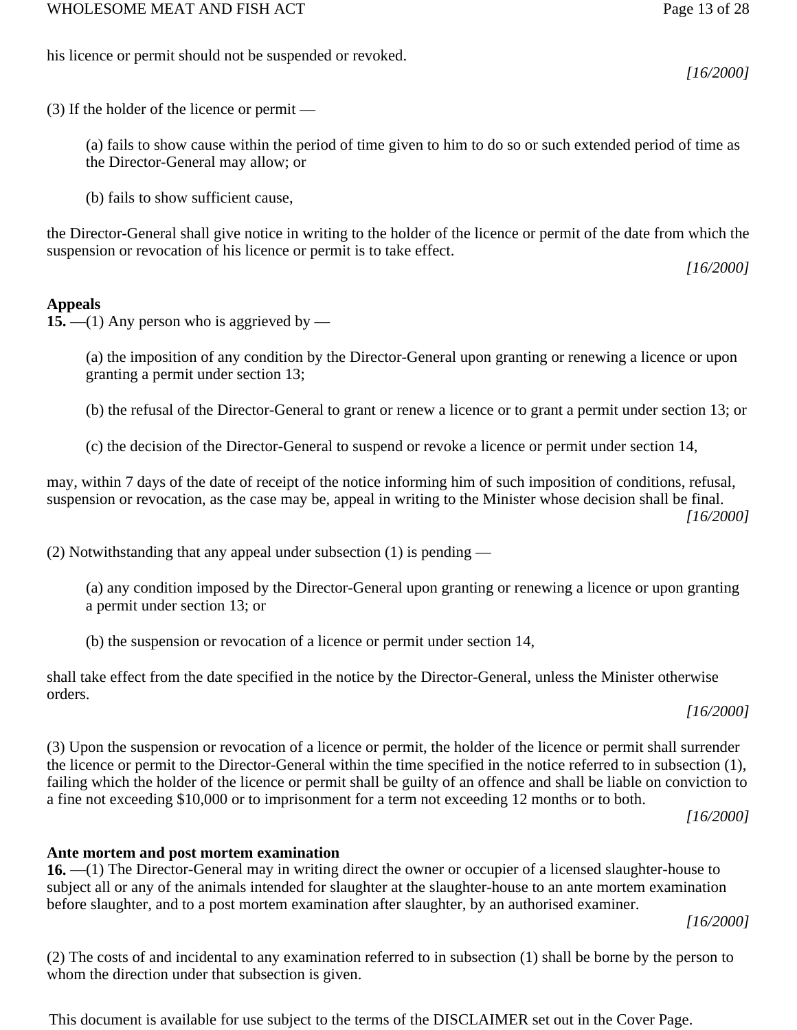his licence or permit should not be suspended or revoked.

*[16/2000]*

(3) If the holder of the licence or permit —

> (a) fails to show cause within the period of time given to him to do so or such extended period of time as the Director-General may allow; or
>
> (b) fails to show sufficient cause,

the Director-General shall give notice in writing to the holder of the licence or permit of the date from which the suspension or revocation of his licence or permit is to take effect.

*[16/2000]*

**Appeals**

**15.** —(1) Any person who is aggrieved by —

> (a) the imposition of any condition by the Director-General upon granting or renewing a licence or upon granting a permit under section 13;
>
> (b) the refusal of the Director-General to grant or renew a licence or to grant a permit under section 13; or
>
> (c) the decision of the Director-General to suspend or revoke a licence or permit under section 14,

may, within 7 days of the date of receipt of the notice informing him of such imposition of conditions, refusal, suspension or revocation, as the case may be, appeal in writing to the Minister whose decision shall be final.

*[16/2000]*

(2) Notwithstanding that any appeal under subsection (1) is pending —

> (a) any condition imposed by the Director-General upon granting or renewing a licence or upon granting a permit under section 13; or
>
> (b) the suspension or revocation of a licence or permit under section 14,

shall take effect from the date specified in the notice by the Director-General, unless the Minister otherwise orders.

*[16/2000]*

(3) Upon the suspension or revocation of a licence or permit, the holder of the licence or permit shall surrender the licence or permit to the Director-General within the time specified in the notice referred to in subsection (1), failing which the holder of the licence or permit shall be guilty of an offence and shall be liable on conviction to a fine not exceeding $10,000 or to imprisonment for a term not exceeding 12 months or to both.

*[16/2000]*

**Ante mortem and post mortem examination**

**16.** —(1) The Director-General may in writing direct the owner or occupier of a licensed slaughter-house to subject all or any of the animals intended for slaughter at the slaughter-house to an ante mortem examination before slaughter, and to a post mortem examination after slaughter, by an authorised examiner.

*[16/2000]*

(2) The costs of and incidental to any examination referred to in subsection (1) shall be borne by the person to whom the direction under that subsection is given.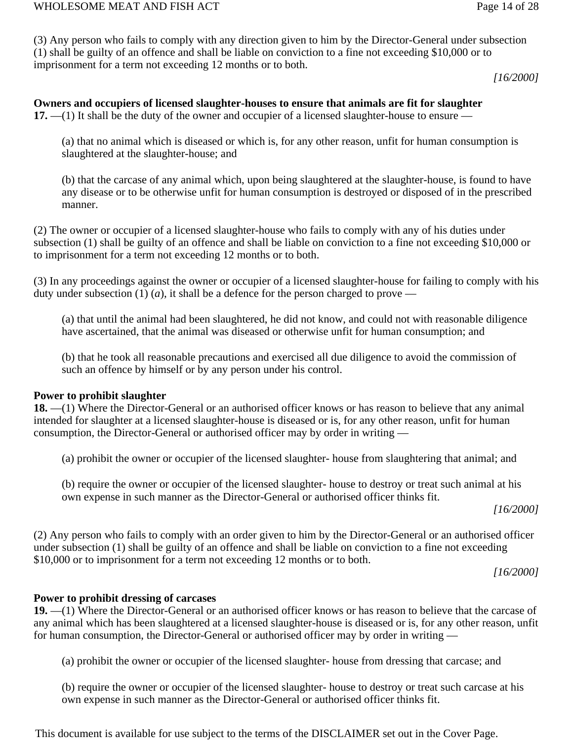(3) Any person who fails to comply with any direction given to him by the Director-General under subsection (1) shall be guilty of an offence and shall be liable on conviction to a fine not exceeding $10,000 or to imprisonment for a term not exceeding 12 months or to both.

*[16/2000]*

**Owners and occupiers of licensed slaughter-houses to ensure that animals are fit for slaughter**

**17.** —(1) It shall be the duty of the owner and occupier of a licensed slaughter-house to ensure —

(a) that no animal which is diseased or which is, for any other reason, unfit for human consumption is slaughtered at the slaughter-house; and

(b) that the carcase of any animal which, upon being slaughtered at the slaughter-house, is found to have any disease or to be otherwise unfit for human consumption is destroyed or disposed of in the prescribed manner.

(2) The owner or occupier of a licensed slaughter-house who fails to comply with any of his duties under subsection (1) shall be guilty of an offence and shall be liable on conviction to a fine not exceeding $10,000 or to imprisonment for a term not exceeding 12 months or to both.

(3) In any proceedings against the owner or occupier of a licensed slaughter-house for failing to comply with his duty under subsection (1) (*a*), it shall be a defence for the person charged to prove —

(a) that until the animal had been slaughtered, he did not know, and could not with reasonable diligence have ascertained, that the animal was diseased or otherwise unfit for human consumption; and

(b) that he took all reasonable precautions and exercised all due diligence to avoid the commission of such an offence by himself or by any person under his control.

**Power to prohibit slaughter**

**18.** —(1) Where the Director-General or an authorised officer knows or has reason to believe that any animal intended for slaughter at a licensed slaughter-house is diseased or is, for any other reason, unfit for human consumption, the Director-General or authorised officer may by order in writing —

(a) prohibit the owner or occupier of the licensed slaughter- house from slaughtering that animal; and

(b) require the owner or occupier of the licensed slaughter- house to destroy or treat such animal at his own expense in such manner as the Director-General or authorised officer thinks fit.

*[16/2000]*

(2) Any person who fails to comply with an order given to him by the Director-General or an authorised officer under subsection (1) shall be guilty of an offence and shall be liable on conviction to a fine not exceeding $10,000 or to imprisonment for a term not exceeding 12 months or to both.

*[16/2000]*

**Power to prohibit dressing of carcases**

**19.** —(1) Where the Director-General or an authorised officer knows or has reason to believe that the carcase of any animal which has been slaughtered at a licensed slaughter-house is diseased or is, for any other reason, unfit for human consumption, the Director-General or authorised officer may by order in writing —

(a) prohibit the owner or occupier of the licensed slaughter- house from dressing that carcase; and

(b) require the owner or occupier of the licensed slaughter- house to destroy or treat such carcase at his own expense in such manner as the Director-General or authorised officer thinks fit.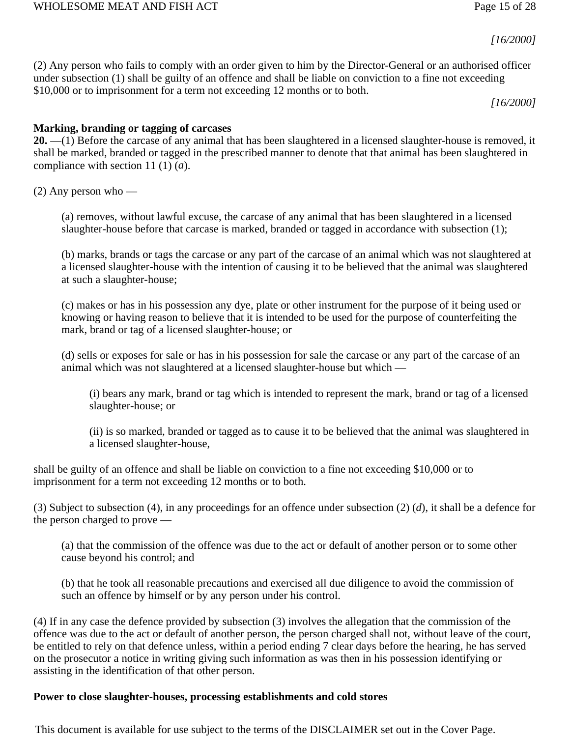*[16/2000]*

(2) Any person who fails to comply with an order given to him by the Director-General or an authorised officer under subsection (1) shall be guilty of an offence and shall be liable on conviction to a fine not exceeding $10,000 or to imprisonment for a term not exceeding 12 months or to both.

*[16/2000]*

**Marking, branding or tagging of carcases**

**20.** —(1) Before the carcase of any animal that has been slaughtered in a licensed slaughter-house is removed, it shall be marked, branded or tagged in the prescribed manner to denote that that animal has been slaughtered in compliance with section 11 (1) (*a*).

(2) Any person who —

(a) removes, without lawful excuse, the carcase of any animal that has been slaughtered in a licensed slaughter-house before that carcase is marked, branded or tagged in accordance with subsection (1);

(b) marks, brands or tags the carcase or any part of the carcase of an animal which was not slaughtered at a licensed slaughter-house with the intention of causing it to be believed that the animal was slaughtered at such a slaughter-house;

(c) makes or has in his possession any dye, plate or other instrument for the purpose of it being used or knowing or having reason to believe that it is intended to be used for the purpose of counterfeiting the mark, brand or tag of a licensed slaughter-house; or

(d) sells or exposes for sale or has in his possession for sale the carcase or any part of the carcase of an animal which was not slaughtered at a licensed slaughter-house but which —

(i) bears any mark, brand or tag which is intended to represent the mark, brand or tag of a licensed slaughter-house; or

(ii) is so marked, branded or tagged as to cause it to be believed that the animal was slaughtered in a licensed slaughter-house,

shall be guilty of an offence and shall be liable on conviction to a fine not exceeding $10,000 or to imprisonment for a term not exceeding 12 months or to both.

(3) Subject to subsection (4), in any proceedings for an offence under subsection (2) (*d*), it shall be a defence for the person charged to prove —

(a) that the commission of the offence was due to the act or default of another person or to some other cause beyond his control; and

(b) that he took all reasonable precautions and exercised all due diligence to avoid the commission of such an offence by himself or by any person under his control.

(4) If in any case the defence provided by subsection (3) involves the allegation that the commission of the offence was due to the act or default of another person, the person charged shall not, without leave of the court, be entitled to rely on that defence unless, within a period ending 7 clear days before the hearing, he has served on the prosecutor a notice in writing giving such information as was then in his possession identifying or assisting in the identification of that other person.

**Power to close slaughter-houses, processing establishments and cold stores**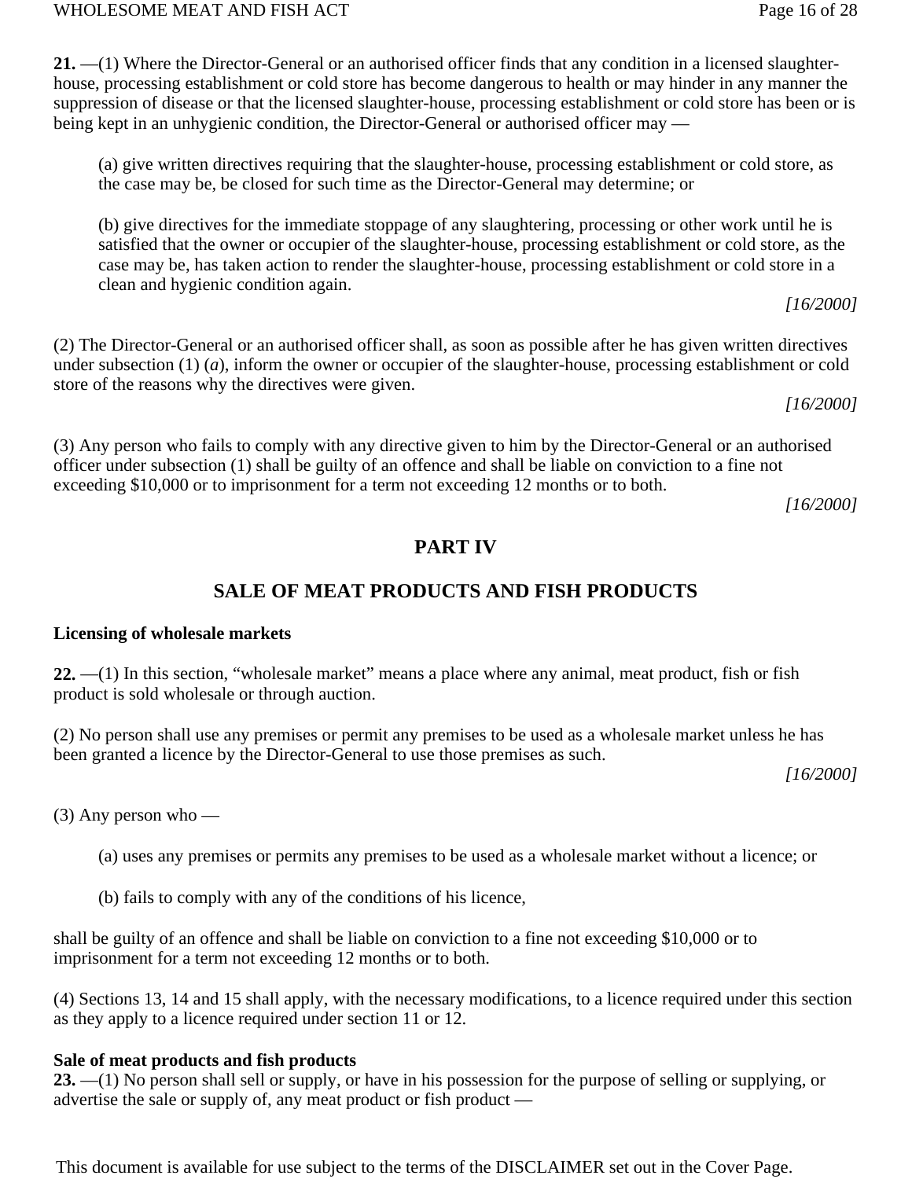**21.** —(1) Where the Director-General or an authorised officer finds that any condition in a licensed slaughter-house, processing establishment or cold store has become dangerous to health or may hinder in any manner the suppression of disease or that the licensed slaughter-house, processing establishment or cold store has been or is being kept in an unhygienic condition, the Director-General or authorised officer may —

(a) give written directives requiring that the slaughter-house, processing establishment or cold store, as the case may be, be closed for such time as the Director-General may determine; or

(b) give directives for the immediate stoppage of any slaughtering, processing or other work until he is satisfied that the owner or occupier of the slaughter-house, processing establishment or cold store, as the case may be, has taken action to render the slaughter-house, processing establishment or cold store in a clean and hygienic condition again.

*[16/2000]*

(2) The Director-General or an authorised officer shall, as soon as possible after he has given written directives under subsection (1) (*a*), inform the owner or occupier of the slaughter-house, processing establishment or cold store of the reasons why the directives were given.

*[16/2000]*

(3) Any person who fails to comply with any directive given to him by the Director-General or an authorised officer under subsection (1) shall be guilty of an offence and shall be liable on conviction to a fine not exceeding $10,000 or to imprisonment for a term not exceeding 12 months or to both.

*[16/2000]*

## PART IV

## SALE OF MEAT PRODUCTS AND FISH PRODUCTS

**Licensing of wholesale markets**

**22.** —(1) In this section, “wholesale market” means a place where any animal, meat product, fish or fish product is sold wholesale or through auction.

(2) No person shall use any premises or permit any premises to be used as a wholesale market unless he has been granted a licence by the Director-General to use those premises as such.

*[16/2000]*

(3) Any person who —

(a) uses any premises or permits any premises to be used as a wholesale market without a licence; or

(b) fails to comply with any of the conditions of his licence,

shall be guilty of an offence and shall be liable on conviction to a fine not exceeding $10,000 or to imprisonment for a term not exceeding 12 months or to both.

(4) Sections 13, 14 and 15 shall apply, with the necessary modifications, to a licence required under this section as they apply to a licence required under section 11 or 12.

**Sale of meat products and fish products**

**23.** —(1) No person shall sell or supply, or have in his possession for the purpose of selling or supplying, or advertise the sale or supply of, any meat product or fish product —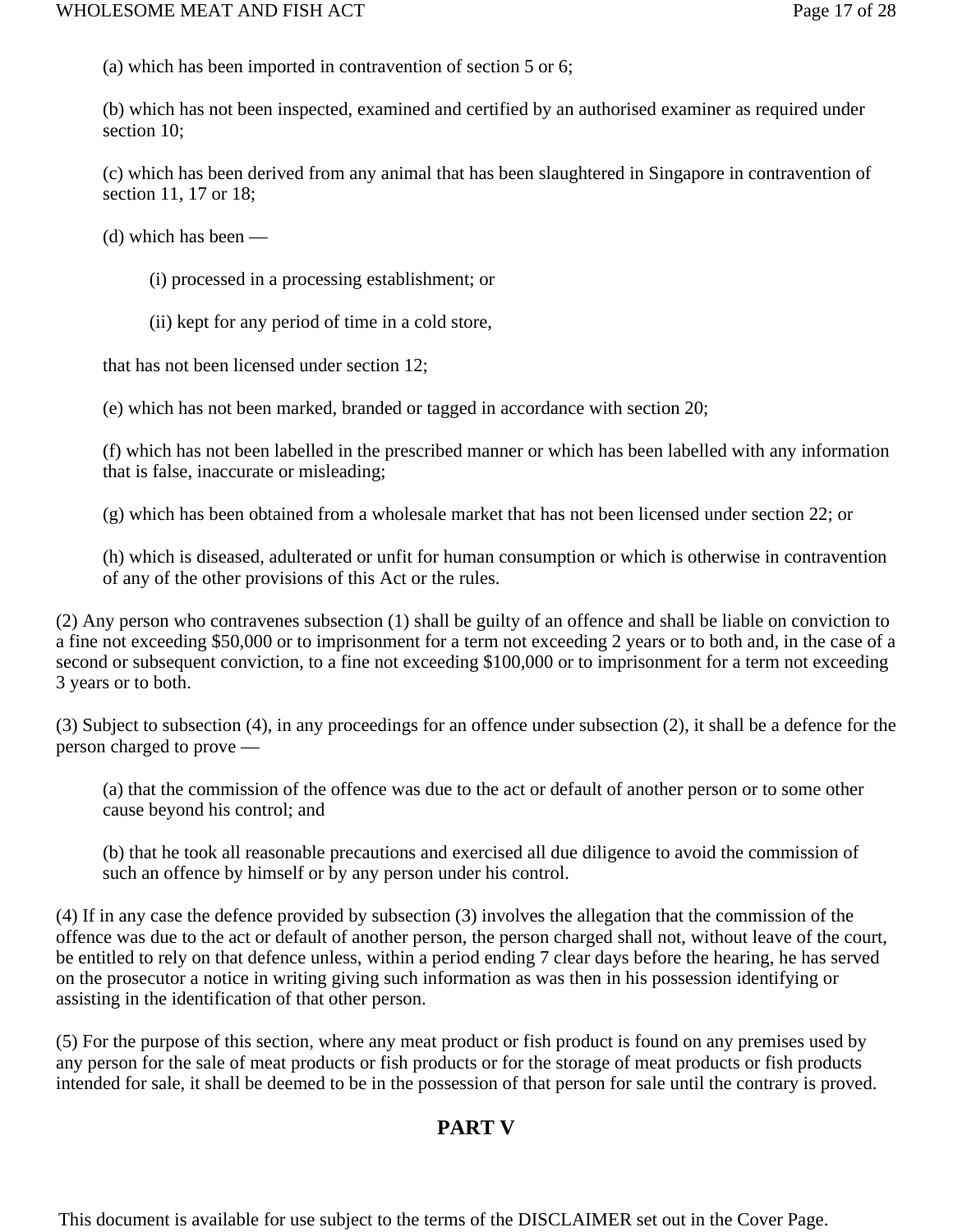(a) which has been imported in contravention of section 5 or 6;

(b) which has not been inspected, examined and certified by an authorised examiner as required under section 10;

(c) which has been derived from any animal that has been slaughtered in Singapore in contravention of section 11, 17 or 18;

(d) which has been —

(i) processed in a processing establishment; or

(ii) kept for any period of time in a cold store,

that has not been licensed under section 12;

(e) which has not been marked, branded or tagged in accordance with section 20;

(f) which has not been labelled in the prescribed manner or which has been labelled with any information that is false, inaccurate or misleading;

(g) which has been obtained from a wholesale market that has not been licensed under section 22; or

(h) which is diseased, adulterated or unfit for human consumption or which is otherwise in contravention of any of the other provisions of this Act or the rules.

(2) Any person who contravenes subsection (1) shall be guilty of an offence and shall be liable on conviction to a fine not exceeding $50,000 or to imprisonment for a term not exceeding 2 years or to both and, in the case of a second or subsequent conviction, to a fine not exceeding $100,000 or to imprisonment for a term not exceeding 3 years or to both.

(3) Subject to subsection (4), in any proceedings for an offence under subsection (2), it shall be a defence for the person charged to prove —

(a) that the commission of the offence was due to the act or default of another person or to some other cause beyond his control; and

(b) that he took all reasonable precautions and exercised all due diligence to avoid the commission of such an offence by himself or by any person under his control.

(4) If in any case the defence provided by subsection (3) involves the allegation that the commission of the offence was due to the act or default of another person, the person charged shall not, without leave of the court, be entitled to rely on that defence unless, within a period ending 7 clear days before the hearing, he has served on the prosecutor a notice in writing giving such information as was then in his possession identifying or assisting in the identification of that other person.

(5) For the purpose of this section, where any meat product or fish product is found on any premises used by any person for the sale of meat products or fish products or for the storage of meat products or fish products intended for sale, it shall be deemed to be in the possession of that person for sale until the contrary is proved.

## PART V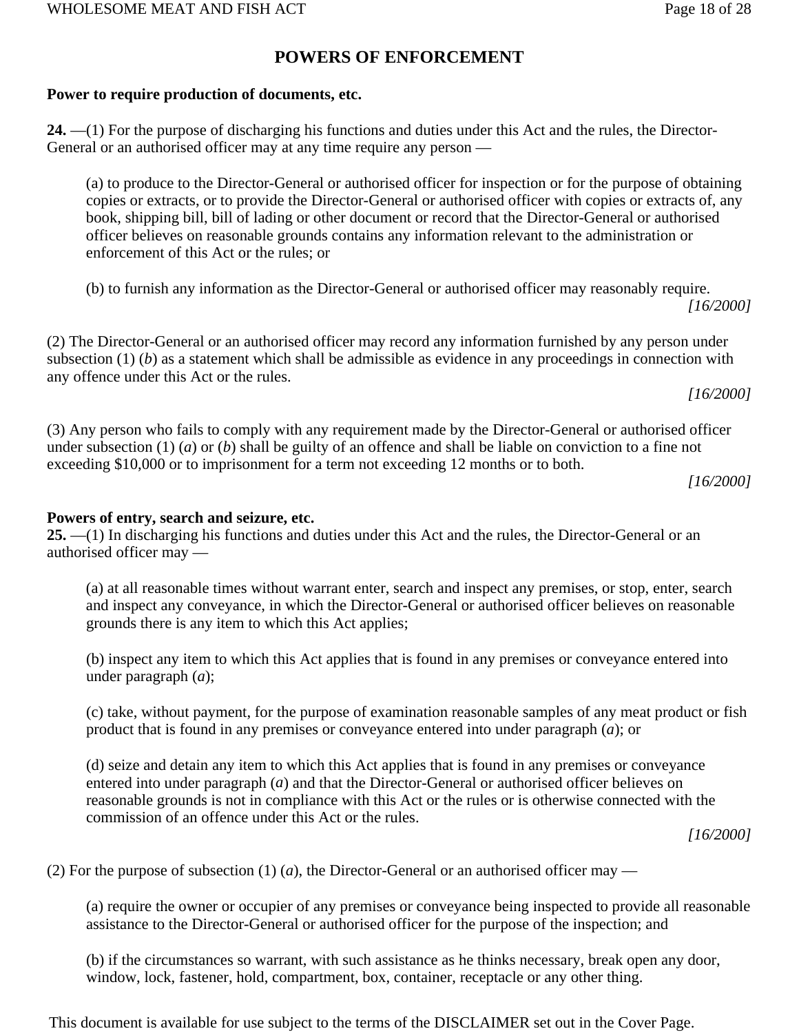# POWERS OF ENFORCEMENT

**Power to require production of documents, etc.**

**24.** —(1) For the purpose of discharging his functions and duties under this Act and the rules, the Director-General or an authorised officer may at any time require any person —

(a) to produce to the Director-General or authorised officer for inspection or for the purpose of obtaining copies or extracts, or to provide the Director-General or authorised officer with copies or extracts of, any book, shipping bill, bill of lading or other document or record that the Director-General or authorised officer believes on reasonable grounds contains any information relevant to the administration or enforcement of this Act or the rules; or

(b) to furnish any information as the Director-General or authorised officer may reasonably require.

*[16/2000]*

(2) The Director-General or an authorised officer may record any information furnished by any person under subsection (1) (*b*) as a statement which shall be admissible as evidence in any proceedings in connection with any offence under this Act or the rules.

*[16/2000]*

(3) Any person who fails to comply with any requirement made by the Director-General or authorised officer under subsection (1) (*a*) or (*b*) shall be guilty of an offence and shall be liable on conviction to a fine not exceeding $10,000 or to imprisonment for a term not exceeding 12 months or to both.

*[16/2000]*

**Powers of entry, search and seizure, etc.**

**25.** —(1) In discharging his functions and duties under this Act and the rules, the Director-General or an authorised officer may —

(a) at all reasonable times without warrant enter, search and inspect any premises, or stop, enter, search and inspect any conveyance, in which the Director-General or authorised officer believes on reasonable grounds there is any item to which this Act applies;

(b) inspect any item to which this Act applies that is found in any premises or conveyance entered into under paragraph (*a*);

(c) take, without payment, for the purpose of examination reasonable samples of any meat product or fish product that is found in any premises or conveyance entered into under paragraph (*a*); or

(d) seize and detain any item to which this Act applies that is found in any premises or conveyance entered into under paragraph (*a*) and that the Director-General or authorised officer believes on reasonable grounds is not in compliance with this Act or the rules or is otherwise connected with the commission of an offence under this Act or the rules.

*[16/2000]*

(2) For the purpose of subsection (1) (*a*), the Director-General or an authorised officer may —

(a) require the owner or occupier of any premises or conveyance being inspected to provide all reasonable assistance to the Director-General or authorised officer for the purpose of the inspection; and

(b) if the circumstances so warrant, with such assistance as he thinks necessary, break open any door, window, lock, fastener, hold, compartment, box, container, receptacle or any other thing.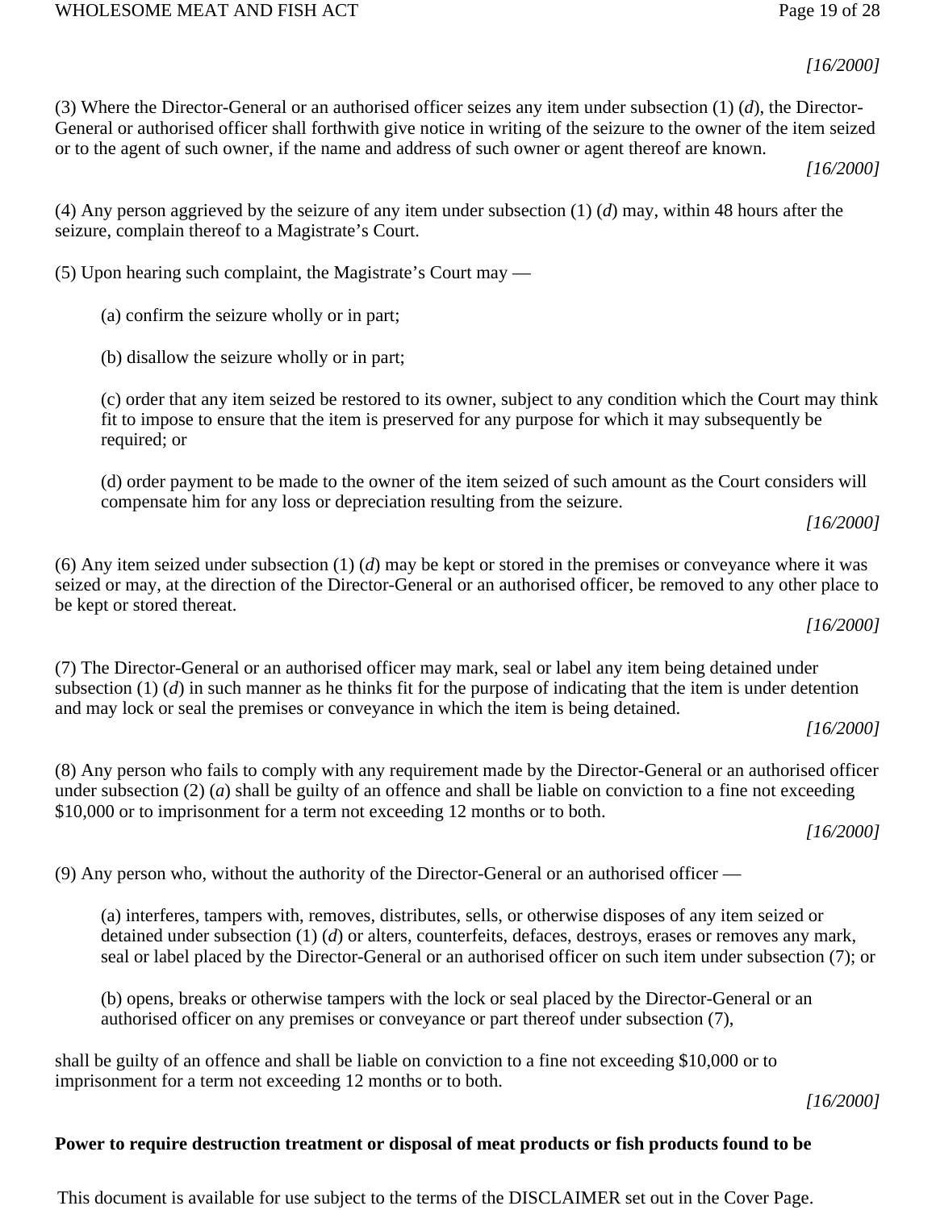*[16/2000]*

(3) Where the Director-General or an authorised officer seizes any item under subsection (1) (*d*), the Director-General or authorised officer shall forthwith give notice in writing of the seizure to the owner of the item seized or to the agent of such owner, if the name and address of such owner or agent thereof are known.

*[16/2000]*

(4) Any person aggrieved by the seizure of any item under subsection (1) (*d*) may, within 48 hours after the seizure, complain thereof to a Magistrate's Court.

(5) Upon hearing such complaint, the Magistrate's Court may —

(a) confirm the seizure wholly or in part;

(b) disallow the seizure wholly or in part;

(c) order that any item seized be restored to its owner, subject to any condition which the Court may think fit to impose to ensure that the item is preserved for any purpose for which it may subsequently be required; or

(d) order payment to be made to the owner of the item seized of such amount as the Court considers will compensate him for any loss or depreciation resulting from the seizure.

*[16/2000]*

(6) Any item seized under subsection (1) (*d*) may be kept or stored in the premises or conveyance where it was seized or may, at the direction of the Director-General or an authorised officer, be removed to any other place to be kept or stored thereat.

*[16/2000]*

(7) The Director-General or an authorised officer may mark, seal or label any item being detained under subsection (1) (*d*) in such manner as he thinks fit for the purpose of indicating that the item is under detention and may lock or seal the premises or conveyance in which the item is being detained.

*[16/2000]*

(8) Any person who fails to comply with any requirement made by the Director-General or an authorised officer under subsection (2) (*a*) shall be guilty of an offence and shall be liable on conviction to a fine not exceeding $10,000 or to imprisonment for a term not exceeding 12 months or to both.

*[16/2000]*

(9) Any person who, without the authority of the Director-General or an authorised officer —

(a) interferes, tampers with, removes, distributes, sells, or otherwise disposes of any item seized or detained under subsection (1) (*d*) or alters, counterfeits, defaces, destroys, erases or removes any mark, seal or label placed by the Director-General or an authorised officer on such item under subsection (7); or

(b) opens, breaks or otherwise tampers with the lock or seal placed by the Director-General or an authorised officer on any premises or conveyance or part thereof under subsection (7),

shall be guilty of an offence and shall be liable on conviction to a fine not exceeding $10,000 or to imprisonment for a term not exceeding 12 months or to both.

*[16/2000]*

**Power to require destruction treatment or disposal of meat products or fish products found to be**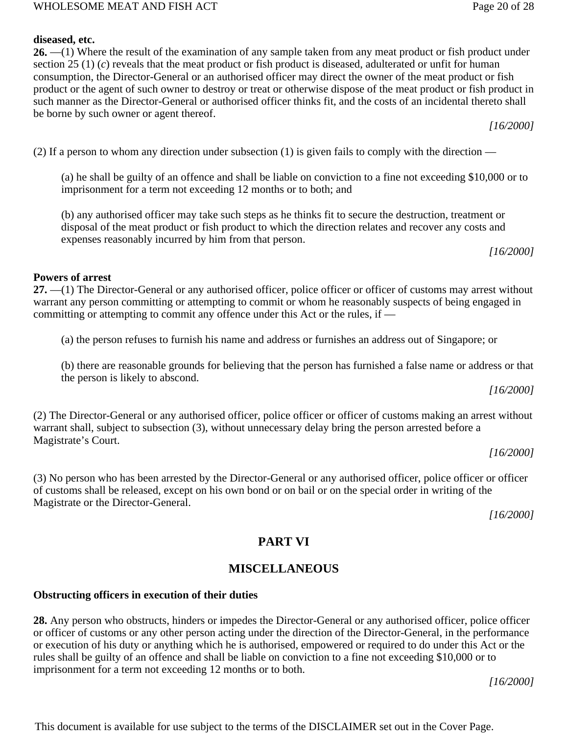**diseased, etc.**

**26.** —(1) Where the result of the examination of any sample taken from any meat product or fish product under section 25 (1) (*c*) reveals that the meat product or fish product is diseased, adulterated or unfit for human consumption, the Director-General or an authorised officer may direct the owner of the meat product or fish product or the agent of such owner to destroy or treat or otherwise dispose of the meat product or fish product in such manner as the Director-General or authorised officer thinks fit, and the costs of an incidental thereto shall be borne by such owner or agent thereof.

*[16/2000]*

(2) If a person to whom any direction under subsection (1) is given fails to comply with the direction —

(a) he shall be guilty of an offence and shall be liable on conviction to a fine not exceeding $10,000 or to imprisonment for a term not exceeding 12 months or to both; and

(b) any authorised officer may take such steps as he thinks fit to secure the destruction, treatment or disposal of the meat product or fish product to which the direction relates and recover any costs and expenses reasonably incurred by him from that person.

*[16/2000]*

**Powers of arrest**

**27.** —(1) The Director-General or any authorised officer, police officer or officer of customs may arrest without warrant any person committing or attempting to commit or whom he reasonably suspects of being engaged in committing or attempting to commit any offence under this Act or the rules, if —

(a) the person refuses to furnish his name and address or furnishes an address out of Singapore; or

(b) there are reasonable grounds for believing that the person has furnished a false name or address or that the person is likely to abscond.

*[16/2000]*

(2) The Director-General or any authorised officer, police officer or officer of customs making an arrest without warrant shall, subject to subsection (3), without unnecessary delay bring the person arrested before a Magistrate's Court.

*[16/2000]*

(3) No person who has been arrested by the Director-General or any authorised officer, police officer or officer of customs shall be released, except on his own bond or on bail or on the special order in writing of the Magistrate or the Director-General.

*[16/2000]*

## PART VI

## MISCELLANEOUS

**Obstructing officers in execution of their duties**

**28.** Any person who obstructs, hinders or impedes the Director-General or any authorised officer, police officer or officer of customs or any other person acting under the direction of the Director-General, in the performance or execution of his duty or anything which he is authorised, empowered or required to do under this Act or the rules shall be guilty of an offence and shall be liable on conviction to a fine not exceeding $10,000 or to imprisonment for a term not exceeding 12 months or to both.

*[16/2000]*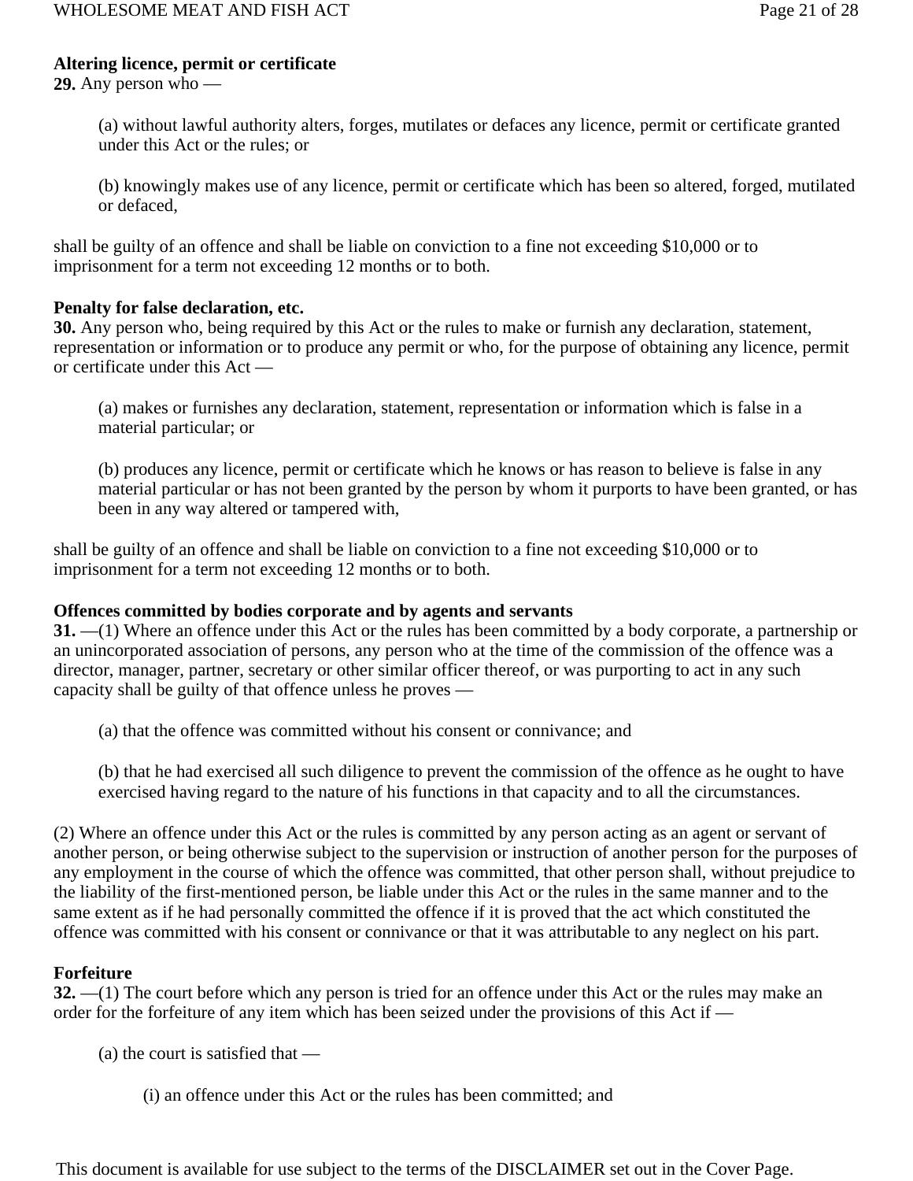**Altering licence, permit or certificate**

**29.** Any person who —

(a) without lawful authority alters, forges, mutilates or defaces any licence, permit or certificate granted under this Act or the rules; or

(b) knowingly makes use of any licence, permit or certificate which has been so altered, forged, mutilated or defaced,

shall be guilty of an offence and shall be liable on conviction to a fine not exceeding $10,000 or to imprisonment for a term not exceeding 12 months or to both.

**Penalty for false declaration, etc.**

**30.** Any person who, being required by this Act or the rules to make or furnish any declaration, statement, representation or information or to produce any permit or who, for the purpose of obtaining any licence, permit or certificate under this Act —

(a) makes or furnishes any declaration, statement, representation or information which is false in a material particular; or

(b) produces any licence, permit or certificate which he knows or has reason to believe is false in any material particular or has not been granted by the person by whom it purports to have been granted, or has been in any way altered or tampered with,

shall be guilty of an offence and shall be liable on conviction to a fine not exceeding $10,000 or to imprisonment for a term not exceeding 12 months or to both.

**Offences committed by bodies corporate and by agents and servants**

**31.** —(1) Where an offence under this Act or the rules has been committed by a body corporate, a partnership or an unincorporated association of persons, any person who at the time of the commission of the offence was a director, manager, partner, secretary or other similar officer thereof, or was purporting to act in any such capacity shall be guilty of that offence unless he proves —

(a) that the offence was committed without his consent or connivance; and

(b) that he had exercised all such diligence to prevent the commission of the offence as he ought to have exercised having regard to the nature of his functions in that capacity and to all the circumstances.

(2) Where an offence under this Act or the rules is committed by any person acting as an agent or servant of another person, or being otherwise subject to the supervision or instruction of another person for the purposes of any employment in the course of which the offence was committed, that other person shall, without prejudice to the liability of the first-mentioned person, be liable under this Act or the rules in the same manner and to the same extent as if he had personally committed the offence if it is proved that the act which constituted the offence was committed with his consent or connivance or that it was attributable to any neglect on his part.

**Forfeiture**

**32.** —(1) The court before which any person is tried for an offence under this Act or the rules may make an order for the forfeiture of any item which has been seized under the provisions of this Act if —

(a) the court is satisfied that —

(i) an offence under this Act or the rules has been committed; and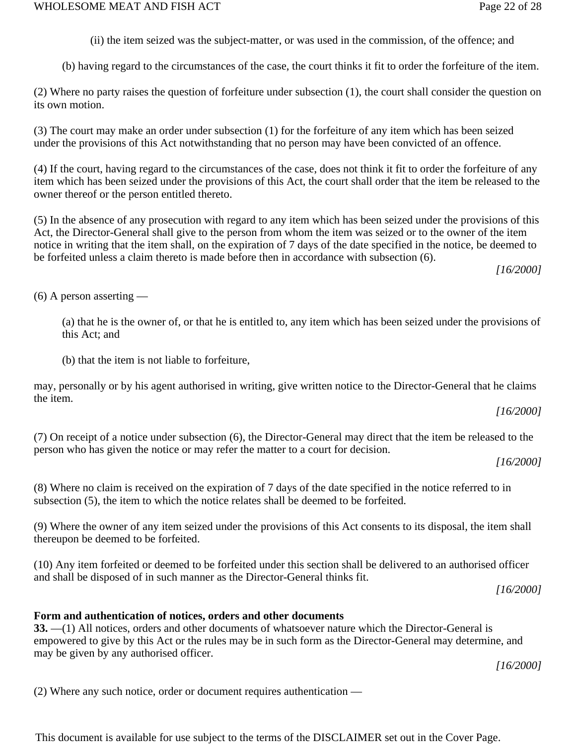(ii) the item seized was the subject-matter, or was used in the commission, of the offence; and

(b) having regard to the circumstances of the case, the court thinks it fit to order the forfeiture of the item.

(2) Where no party raises the question of forfeiture under subsection (1), the court shall consider the question on its own motion.

(3) The court may make an order under subsection (1) for the forfeiture of any item which has been seized under the provisions of this Act notwithstanding that no person may have been convicted of an offence.

(4) If the court, having regard to the circumstances of the case, does not think it fit to order the forfeiture of any item which has been seized under the provisions of this Act, the court shall order that the item be released to the owner thereof or the person entitled thereto.

(5) In the absence of any prosecution with regard to any item which has been seized under the provisions of this Act, the Director-General shall give to the person from whom the item was seized or to the owner of the item notice in writing that the item shall, on the expiration of 7 days of the date specified in the notice, be deemed to be forfeited unless a claim thereto is made before then in accordance with subsection (6).

*[16/2000]*

(6) A person asserting —

(a) that he is the owner of, or that he is entitled to, any item which has been seized under the provisions of this Act; and

(b) that the item is not liable to forfeiture,

may, personally or by his agent authorised in writing, give written notice to the Director-General that he claims the item.

*[16/2000]*

(7) On receipt of a notice under subsection (6), the Director-General may direct that the item be released to the person who has given the notice or may refer the matter to a court for decision.

*[16/2000]*

(8) Where no claim is received on the expiration of 7 days of the date specified in the notice referred to in subsection (5), the item to which the notice relates shall be deemed to be forfeited.

(9) Where the owner of any item seized under the provisions of this Act consents to its disposal, the item shall thereupon be deemed to be forfeited.

(10) Any item forfeited or deemed to be forfeited under this section shall be delivered to an authorised officer and shall be disposed of in such manner as the Director-General thinks fit.

*[16/2000]*

**Form and authentication of notices, orders and other documents**

**33.** —(1) All notices, orders and other documents of whatsoever nature which the Director-General is empowered to give by this Act or the rules may be in such form as the Director-General may determine, and may be given by any authorised officer.

*[16/2000]*

(2) Where any such notice, order or document requires authentication —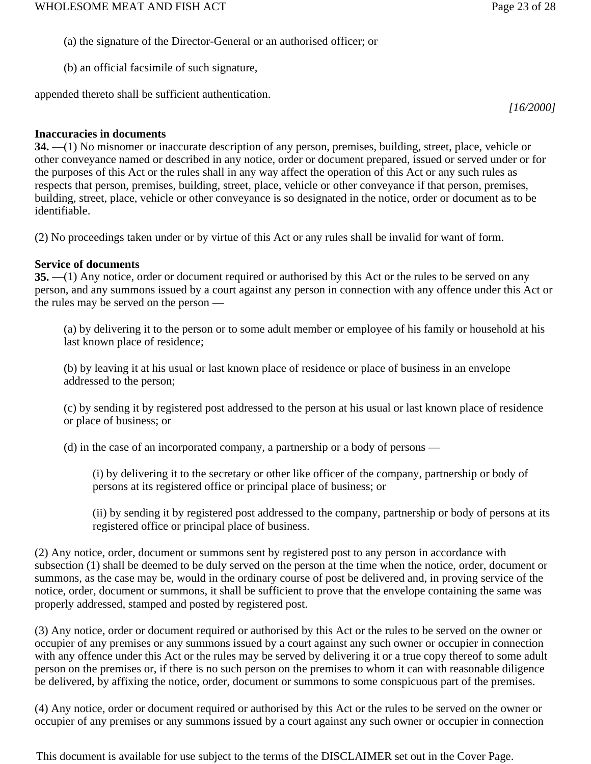(a) the signature of the Director-General or an authorised officer; or

(b) an official facsimile of such signature,

appended thereto shall be sufficient authentication.

*[16/2000]*

**Inaccuracies in documents**

**34.** —(1) No misnomer or inaccurate description of any person, premises, building, street, place, vehicle or other conveyance named or described in any notice, order or document prepared, issued or served under or for the purposes of this Act or the rules shall in any way affect the operation of this Act or any such rules as respects that person, premises, building, street, place, vehicle or other conveyance if that person, premises, building, street, place, vehicle or other conveyance is so designated in the notice, order or document as to be identifiable.

(2) No proceedings taken under or by virtue of this Act or any rules shall be invalid for want of form.

**Service of documents**

**35.** —(1) Any notice, order or document required or authorised by this Act or the rules to be served on any person, and any summons issued by a court against any person in connection with any offence under this Act or the rules may be served on the person —

(a) by delivering it to the person or to some adult member or employee of his family or household at his last known place of residence;

(b) by leaving it at his usual or last known place of residence or place of business in an envelope addressed to the person;

(c) by sending it by registered post addressed to the person at his usual or last known place of residence or place of business; or

(d) in the case of an incorporated company, a partnership or a body of persons —

(i) by delivering it to the secretary or other like officer of the company, partnership or body of persons at its registered office or principal place of business; or

(ii) by sending it by registered post addressed to the company, partnership or body of persons at its registered office or principal place of business.

(2) Any notice, order, document or summons sent by registered post to any person in accordance with subsection (1) shall be deemed to be duly served on the person at the time when the notice, order, document or summons, as the case may be, would in the ordinary course of post be delivered and, in proving service of the notice, order, document or summons, it shall be sufficient to prove that the envelope containing the same was properly addressed, stamped and posted by registered post.

(3) Any notice, order or document required or authorised by this Act or the rules to be served on the owner or occupier of any premises or any summons issued by a court against any such owner or occupier in connection with any offence under this Act or the rules may be served by delivering it or a true copy thereof to some adult person on the premises or, if there is no such person on the premises to whom it can with reasonable diligence be delivered, by affixing the notice, order, document or summons to some conspicuous part of the premises.

(4) Any notice, order or document required or authorised by this Act or the rules to be served on the owner or occupier of any premises or any summons issued by a court against any such owner or occupier in connection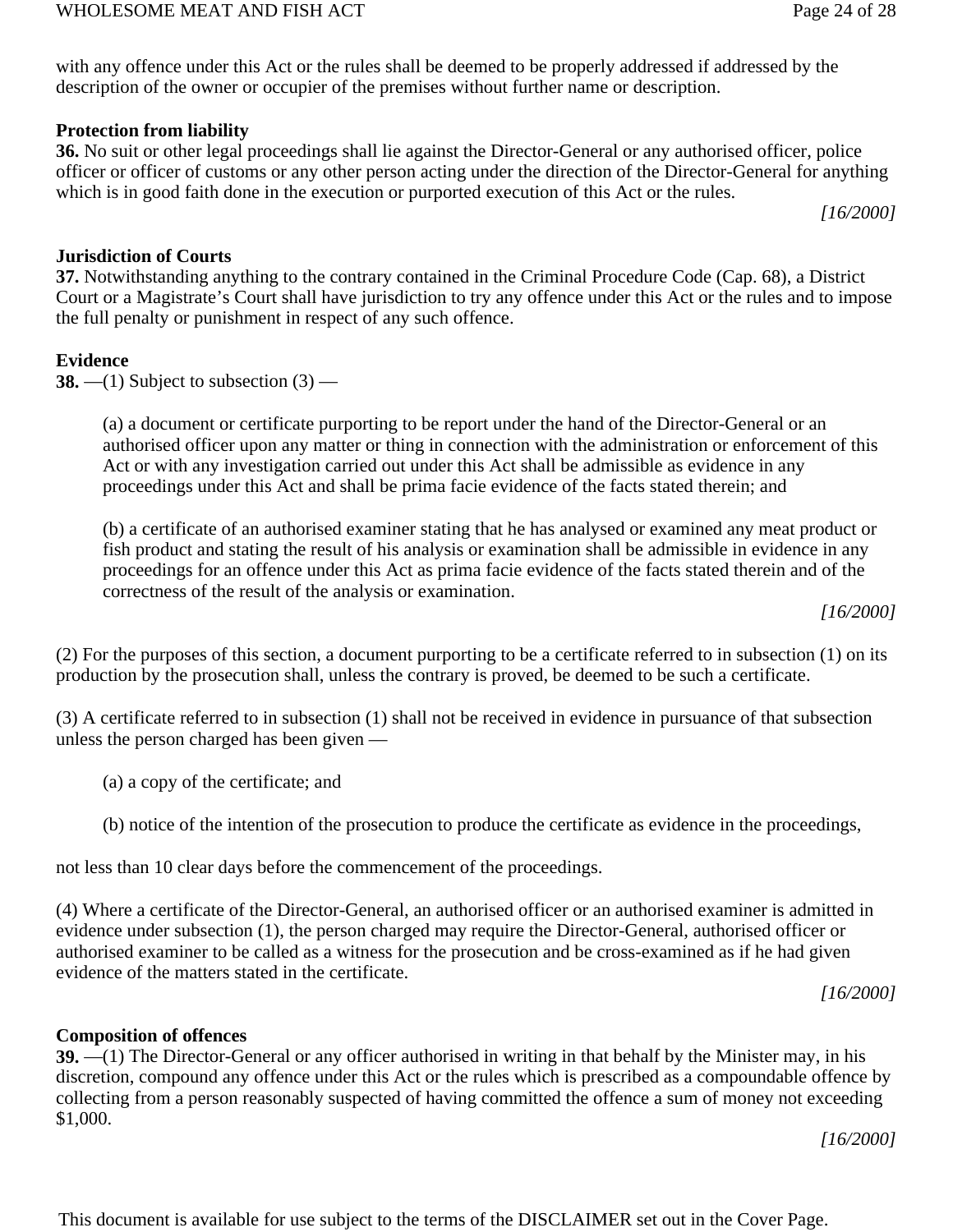with any offence under this Act or the rules shall be deemed to be properly addressed if addressed by the description of the owner or occupier of the premises without further name or description.

**Protection from liability**

**36.** No suit or other legal proceedings shall lie against the Director-General or any authorised officer, police officer or officer of customs or any other person acting under the direction of the Director-General for anything which is in good faith done in the execution or purported execution of this Act or the rules.

*[16/2000]*

**Jurisdiction of Courts**

**37.** Notwithstanding anything to the contrary contained in the Criminal Procedure Code (Cap. 68), a District Court or a Magistrate's Court shall have jurisdiction to try any offence under this Act or the rules and to impose the full penalty or punishment in respect of any such offence.

**Evidence**

**38.** —(1) Subject to subsection (3) —

(a) a document or certificate purporting to be report under the hand of the Director-General or an authorised officer upon any matter or thing in connection with the administration or enforcement of this Act or with any investigation carried out under this Act shall be admissible as evidence in any proceedings under this Act and shall be prima facie evidence of the facts stated therein; and

(b) a certificate of an authorised examiner stating that he has analysed or examined any meat product or fish product and stating the result of his analysis or examination shall be admissible in evidence in any proceedings for an offence under this Act as prima facie evidence of the facts stated therein and of the correctness of the result of the analysis or examination.

*[16/2000]*

(2) For the purposes of this section, a document purporting to be a certificate referred to in subsection (1) on its production by the prosecution shall, unless the contrary is proved, be deemed to be such a certificate.

(3) A certificate referred to in subsection (1) shall not be received in evidence in pursuance of that subsection unless the person charged has been given —

(a) a copy of the certificate; and

(b) notice of the intention of the prosecution to produce the certificate as evidence in the proceedings,

not less than 10 clear days before the commencement of the proceedings.

(4) Where a certificate of the Director-General, an authorised officer or an authorised examiner is admitted in evidence under subsection (1), the person charged may require the Director-General, authorised officer or authorised examiner to be called as a witness for the prosecution and be cross-examined as if he had given evidence of the matters stated in the certificate.

*[16/2000]*

**Composition of offences**

**39.** —(1) The Director-General or any officer authorised in writing in that behalf by the Minister may, in his discretion, compound any offence under this Act or the rules which is prescribed as a compoundable offence by collecting from a person reasonably suspected of having committed the offence a sum of money not exceeding $1,000.

*[16/2000]*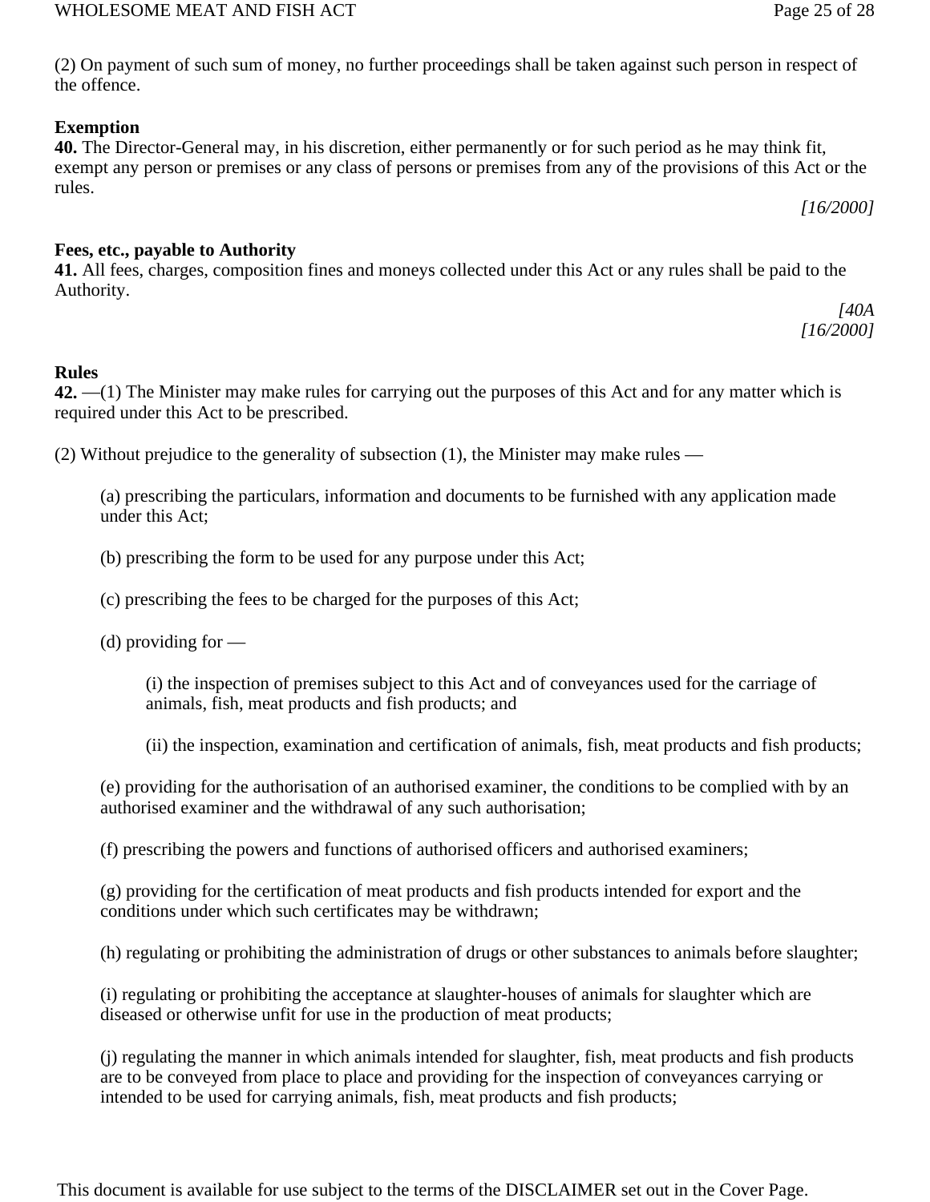(2) On payment of such sum of money, no further proceedings shall be taken against such person in respect of the offence.

**Exemption**

**40.** The Director-General may, in his discretion, either permanently or for such period as he may think fit, exempt any person or premises or any class of persons or premises from any of the provisions of this Act or the rules.

*[16/2000]*

**Fees, etc., payable to Authority**

**41.** All fees, charges, composition fines and moneys collected under this Act or any rules shall be paid to the Authority.

*[40A*
*[16/2000]*

**Rules**

**42.** —(1) The Minister may make rules for carrying out the purposes of this Act and for any matter which is required under this Act to be prescribed.

(2) Without prejudice to the generality of subsection (1), the Minister may make rules —

(a) prescribing the particulars, information and documents to be furnished with any application made under this Act;

(b) prescribing the form to be used for any purpose under this Act;

(c) prescribing the fees to be charged for the purposes of this Act;

(d) providing for —

(i) the inspection of premises subject to this Act and of conveyances used for the carriage of animals, fish, meat products and fish products; and

(ii) the inspection, examination and certification of animals, fish, meat products and fish products;

(e) providing for the authorisation of an authorised examiner, the conditions to be complied with by an authorised examiner and the withdrawal of any such authorisation;

(f) prescribing the powers and functions of authorised officers and authorised examiners;

(g) providing for the certification of meat products and fish products intended for export and the conditions under which such certificates may be withdrawn;

(h) regulating or prohibiting the administration of drugs or other substances to animals before slaughter;

(i) regulating or prohibiting the acceptance at slaughter-houses of animals for slaughter which are diseased or otherwise unfit for use in the production of meat products;

(j) regulating the manner in which animals intended for slaughter, fish, meat products and fish products are to be conveyed from place to place and providing for the inspection of conveyances carrying or intended to be used for carrying animals, fish, meat products and fish products;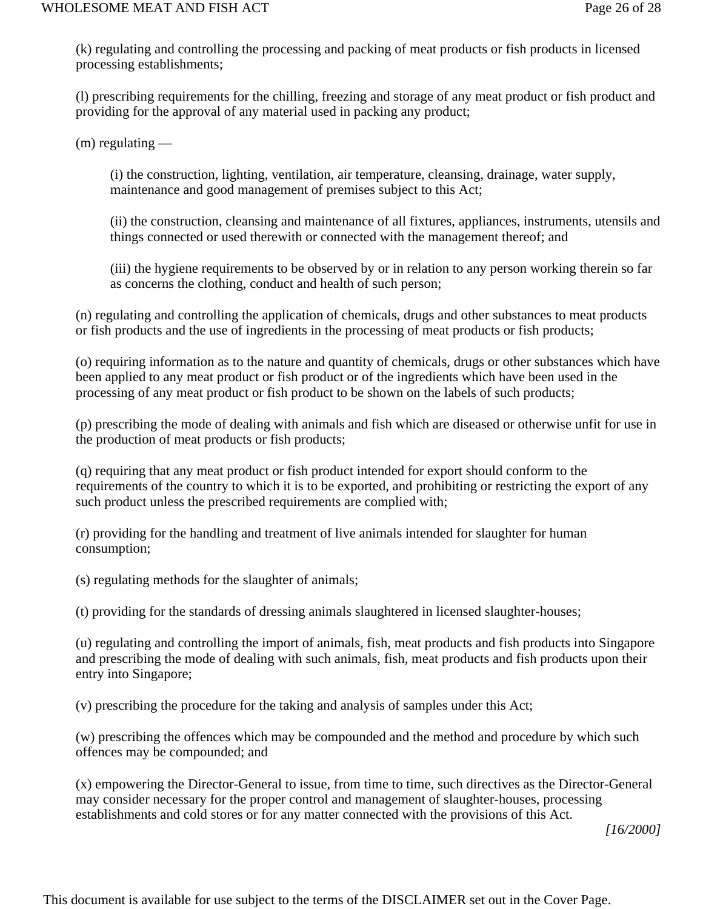(k) regulating and controlling the processing and packing of meat products or fish products in licensed processing establishments;

(l) prescribing requirements for the chilling, freezing and storage of any meat product or fish product and providing for the approval of any material used in packing any product;

(m) regulating —

(i) the construction, lighting, ventilation, air temperature, cleansing, drainage, water supply, maintenance and good management of premises subject to this Act;

(ii) the construction, cleansing and maintenance of all fixtures, appliances, instruments, utensils and things connected or used therewith or connected with the management thereof; and

(iii) the hygiene requirements to be observed by or in relation to any person working therein so far as concerns the clothing, conduct and health of such person;

(n) regulating and controlling the application of chemicals, drugs and other substances to meat products or fish products and the use of ingredients in the processing of meat products or fish products;

(o) requiring information as to the nature and quantity of chemicals, drugs or other substances which have been applied to any meat product or fish product or of the ingredients which have been used in the processing of any meat product or fish product to be shown on the labels of such products;

(p) prescribing the mode of dealing with animals and fish which are diseased or otherwise unfit for use in the production of meat products or fish products;

(q) requiring that any meat product or fish product intended for export should conform to the requirements of the country to which it is to be exported, and prohibiting or restricting the export of any such product unless the prescribed requirements are complied with;

(r) providing for the handling and treatment of live animals intended for slaughter for human consumption;

(s) regulating methods for the slaughter of animals;

(t) providing for the standards of dressing animals slaughtered in licensed slaughter-houses;

(u) regulating and controlling the import of animals, fish, meat products and fish products into Singapore and prescribing the mode of dealing with such animals, fish, meat products and fish products upon their entry into Singapore;

(v) prescribing the procedure for the taking and analysis of samples under this Act;

(w) prescribing the offences which may be compounded and the method and procedure by which such offences may be compounded; and

(x) empowering the Director-General to issue, from time to time, such directives as the Director-General may consider necessary for the proper control and management of slaughter-houses, processing establishments and cold stores or for any matter connected with the provisions of this Act.

*[16/2000]*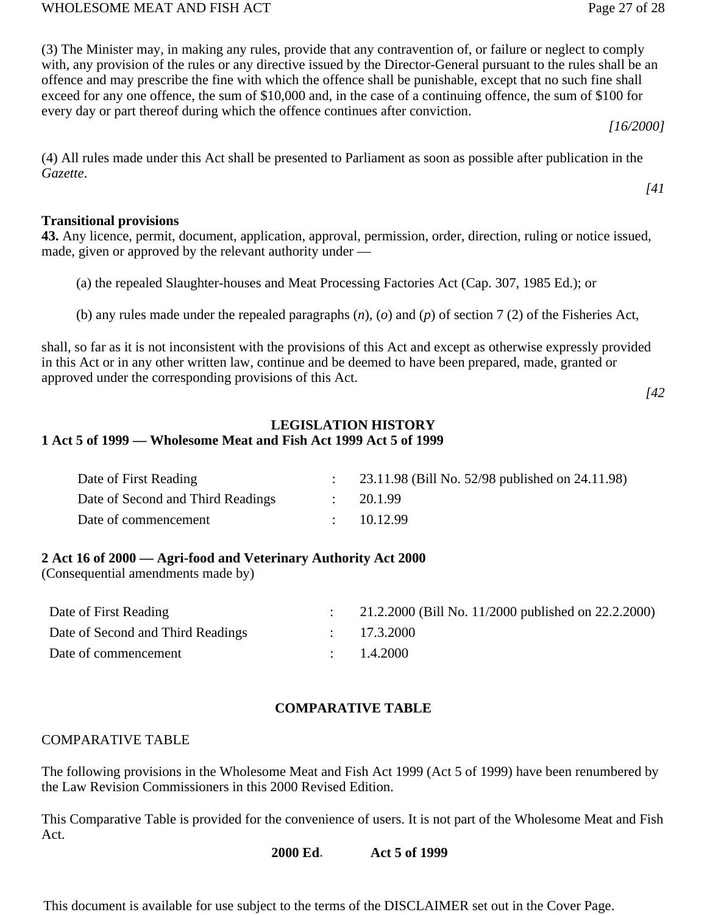(3) The Minister may, in making any rules, provide that any contravention of, or failure or neglect to comply with, any provision of the rules or any directive issued by the Director-General pursuant to the rules shall be an offence and may prescribe the fine with which the offence shall be punishable, except that no such fine shall exceed for any one offence, the sum of $10,000 and, in the case of a continuing offence, the sum of $100 for every day or part thereof during which the offence continues after conviction.

*[16/2000]*

(4) All rules made under this Act shall be presented to Parliament as soon as possible after publication in the *Gazette*.

*[41*

**Transitional provisions**

**43.** Any licence, permit, document, application, approval, permission, order, direction, ruling or notice issued, made, given or approved by the relevant authority under —

(a) the repealed Slaughter-houses and Meat Processing Factories Act (Cap. 307, 1985 Ed.); or

(b) any rules made under the repealed paragraphs (*n*), (*o*) and (*p*) of section 7 (2) of the Fisheries Act,

shall, so far as it is not inconsistent with the provisions of this Act and except as otherwise expressly provided in this Act or in any other written law, continue and be deemed to have been prepared, made, granted or approved under the corresponding provisions of this Act.

*[42*

## LEGISLATION HISTORY

**1 Act 5 of 1999 — Wholesome Meat and Fish Act 1999 Act 5 of 1999**

| | | |
|---|---|---|
| Date of First Reading | : | 23.11.98 (Bill No. 52/98 published on 24.11.98) |
| Date of Second and Third Readings | : | 20.1.99 |
| Date of commencement | : | 10.12.99 |

**2 Act 16 of 2000 — Agri-food and Veterinary Authority Act 2000**

(Consequential amendments made by)

| | | |
|---|---|---|
| Date of First Reading | : | 21.2.2000 (Bill No. 11/2000 published on 22.2.2000) |
| Date of Second and Third Readings | : | 17.3.2000 |
| Date of commencement | : | 1.4.2000 |

## COMPARATIVE TABLE

COMPARATIVE TABLE

The following provisions in the Wholesome Meat and Fish Act 1999 (Act 5 of 1999) have been renumbered by the Law Revision Commissioners in this 2000 Revised Edition.

This Comparative Table is provided for the convenience of users. It is not part of the Wholesome Meat and Fish Act.

| **2000 Ed**. | **Act 5 of 1999** |
|---|---|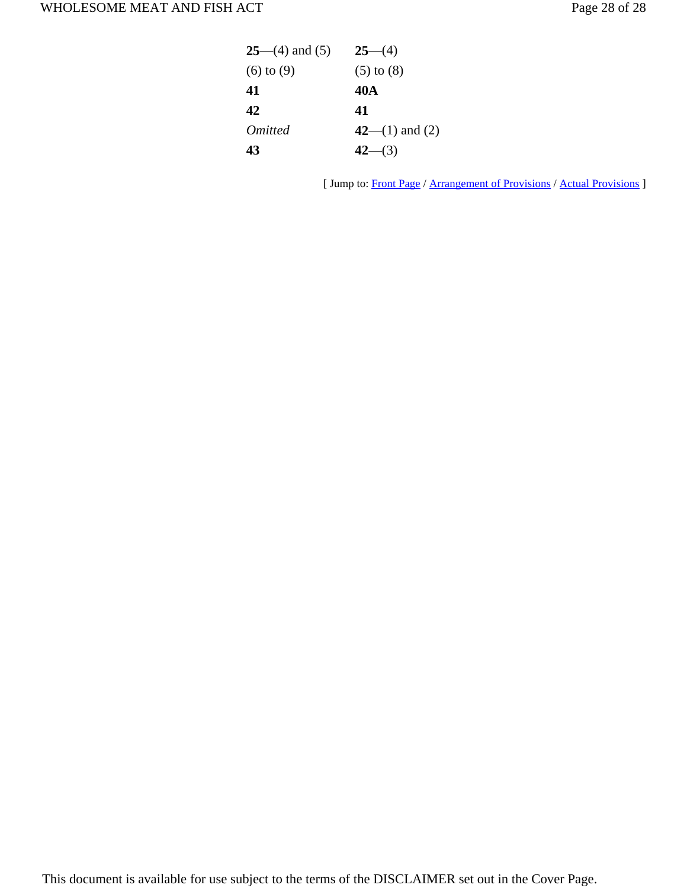| | |
|---|---|
| **25**—(4) and (5) | **25**—(4) |
| (6) to (9) | (5) to (8) |
| **41** | **40A** |
| **42** | **41** |
| *Omitted* | **42**—(1) and (2) |
| **43** | **42**—(3) |

[ Jump to: Front Page / Arrangement of Provisions / Actual Provisions ]

This document is available for use subject to the terms of the DISCLAIMER set out in the Cover Page.